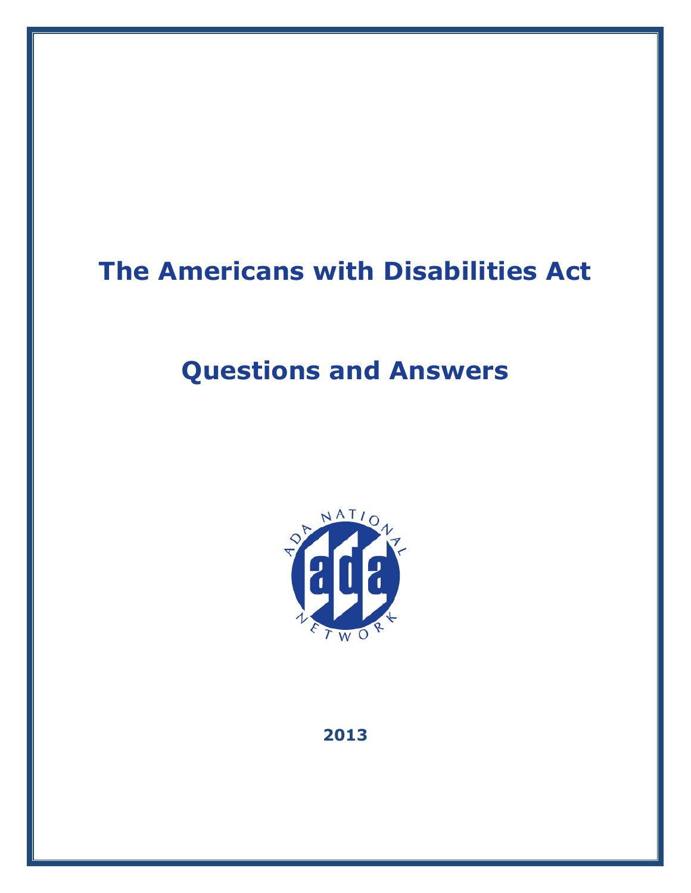# The Americans with Disabilities Act

# Questions and Answers

2013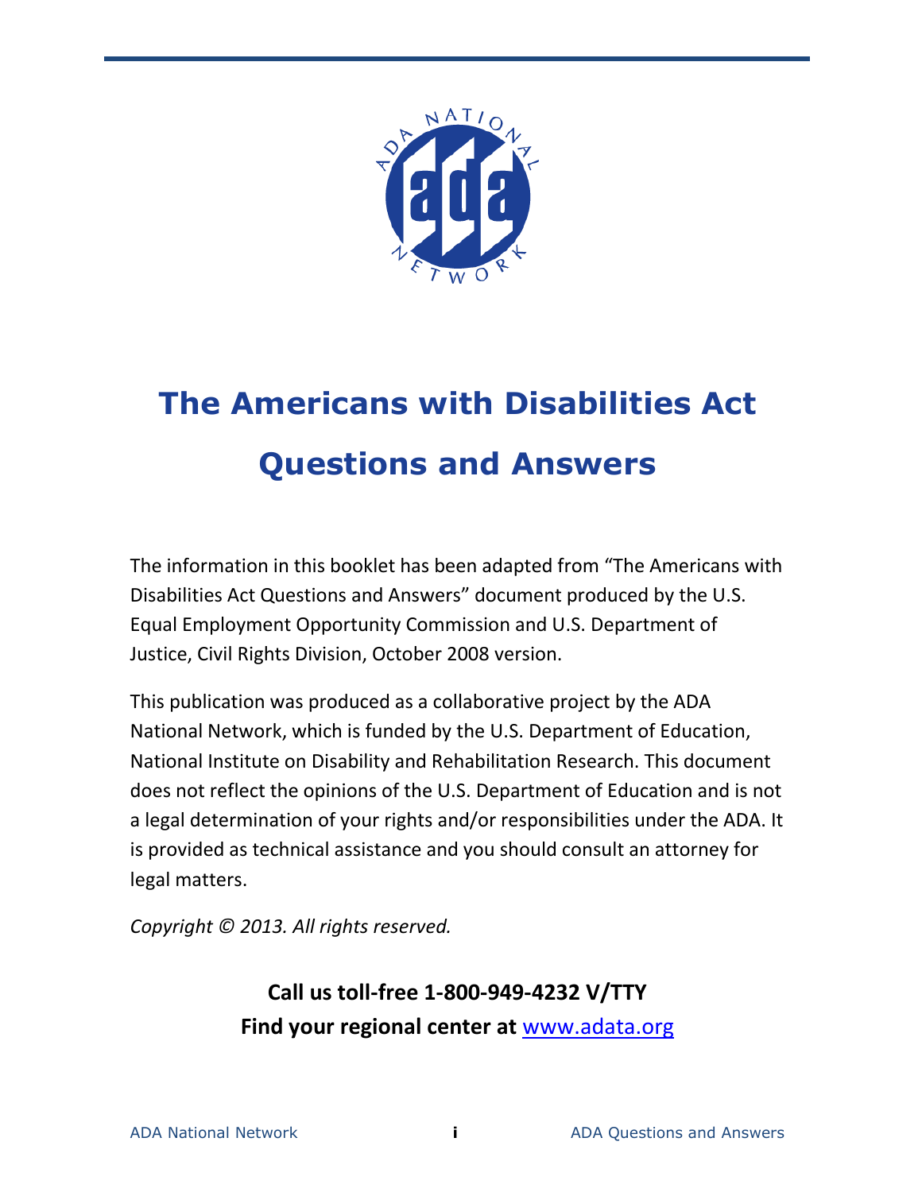# The Americans with Disabilities Act Questions and Answers

The information in this booklet has been adapted from "The Americans with Disabilities Act Questions and Answers" document produced by the U.S. Equal Employment Opportunity Commission and U.S. Department of Justice, Civil Rights Division, October 2008 version.

This publication was produced as a collaborative project by the ADA National Network, which is funded by the U.S. Department of Education, National Institute on Disability and Rehabilitation Research. This document does not reflect the opinions of the U.S. Department of Education and is not a legal determination of your rights and/or responsibilities under the ADA. It is provided as technical assistance and you should consult an attorney for legal matters.

*Copyright © 2013. All rights reserved.*

**Call us toll-free 1-800-949-4232 V/TTY**

**Find your regional center at [www.adata.org](http://www.adata.org)**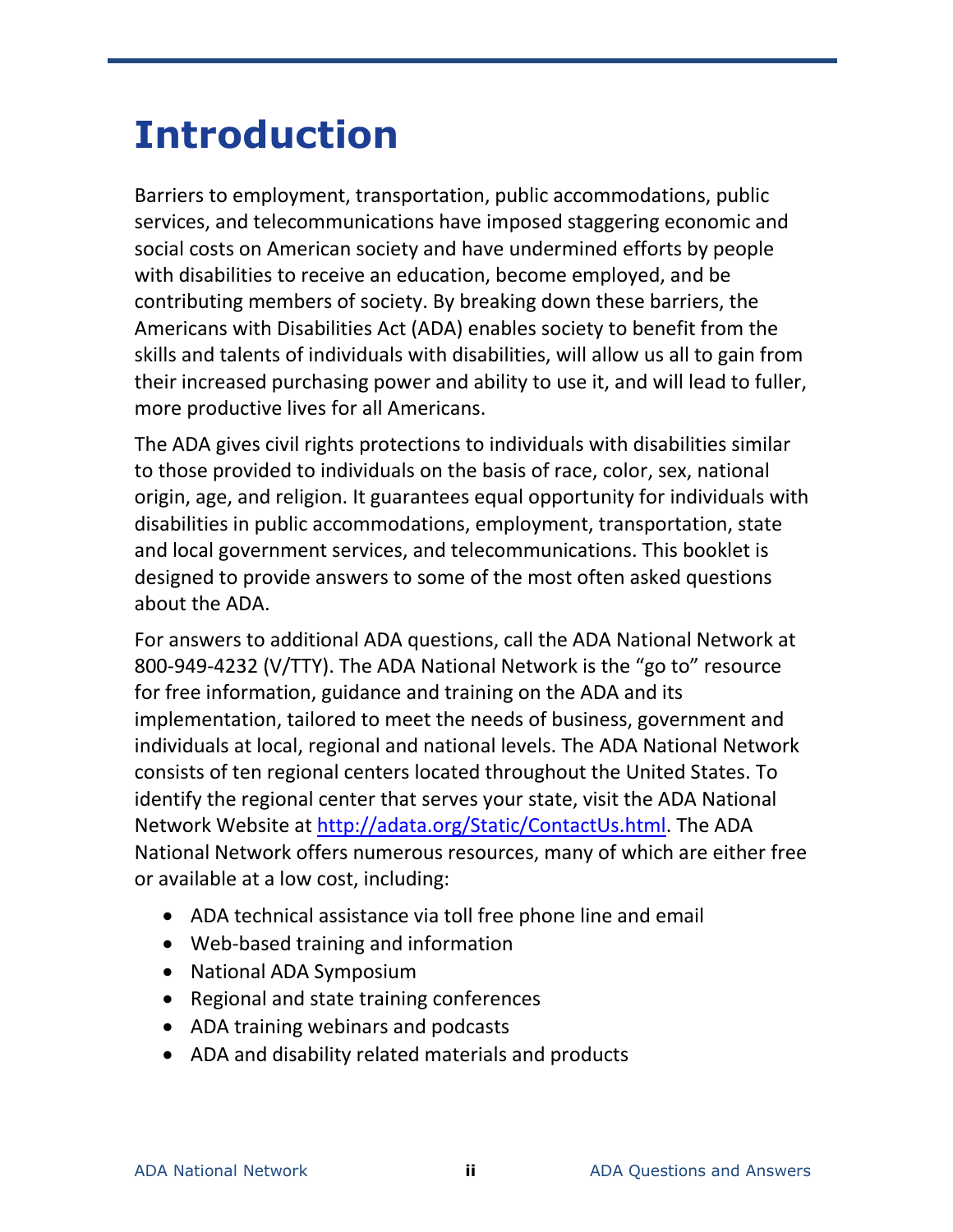# Introduction

Barriers to employment, transportation, public accommodations, public services, and telecommunications have imposed staggering economic and social costs on American society and have undermined efforts by people with disabilities to receive an education, become employed, and be contributing members of society. By breaking down these barriers, the Americans with Disabilities Act (ADA) enables society to benefit from the skills and talents of individuals with disabilities, will allow us all to gain from their increased purchasing power and ability to use it, and will lead to fuller, more productive lives for all Americans.

The ADA gives civil rights protections to individuals with disabilities similar to those provided to individuals on the basis of race, color, sex, national origin, age, and religion. It guarantees equal opportunity for individuals with disabilities in public accommodations, employment, transportation, state and local government services, and telecommunications. This booklet is designed to provide answers to some of the most often asked questions about the ADA.

For answers to additional ADA questions, call the ADA National Network at 800-949-4232 (V/TTY). The ADA National Network is the "go to" resource for free information, guidance and training on the ADA and its implementation, tailored to meet the needs of business, government and individuals at local, regional and national levels. The ADA National Network consists of ten regional centers located throughout the United States. To identify the regional center that serves your state, visit the ADA National Network Website at [http://adata.org/Static/ContactUs.html](http://adata.org/Static/ContactUs.html). The ADA National Network offers numerous resources, many of which are either free or available at a low cost, including:

- ADA technical assistance via toll free phone line and email
- Web-based training and information
- National ADA Symposium
- Regional and state training conferences
- ADA training webinars and podcasts
- ADA and disability related materials and products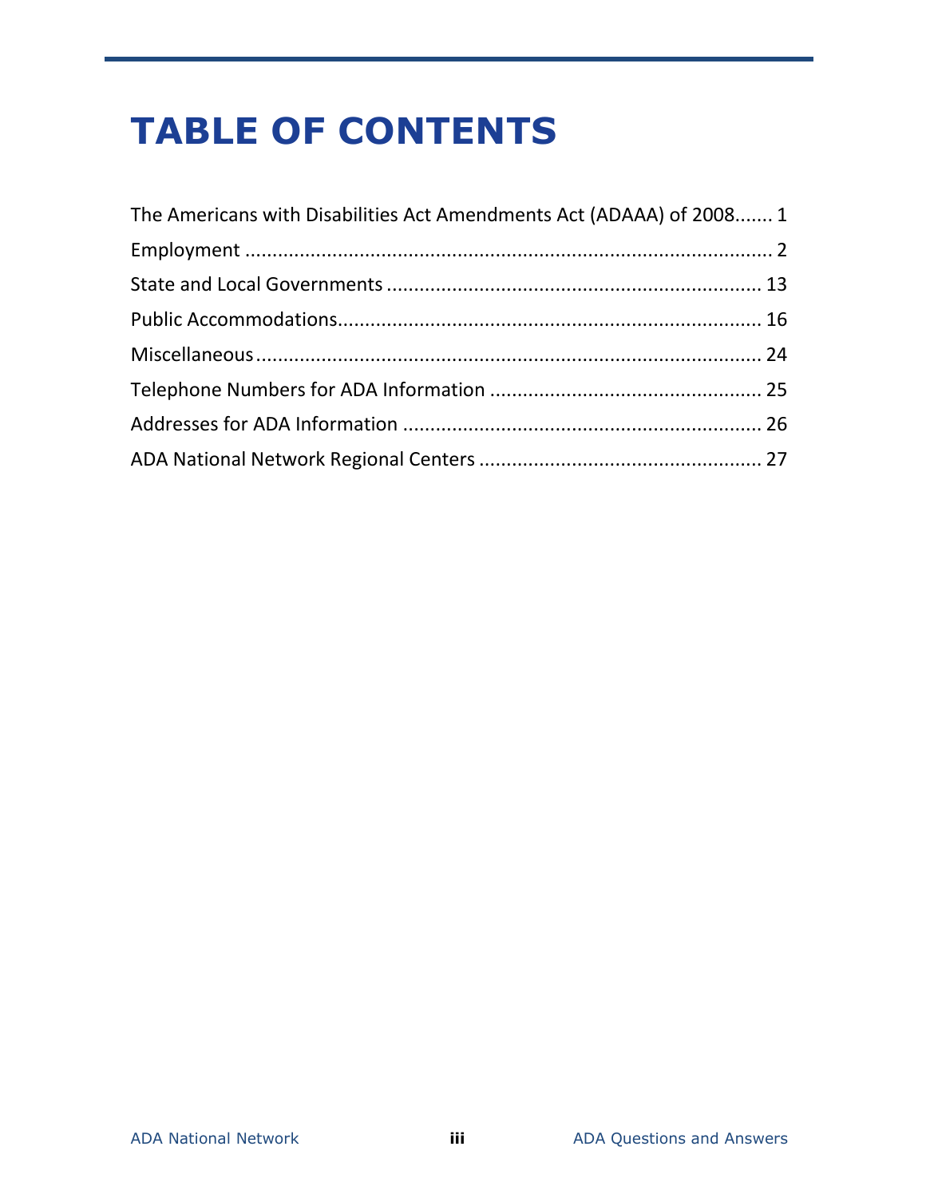# TABLE OF CONTENTS

The Americans with Disabilities Act Amendments Act (ADAAA) of 2008....... 1

Employment ................................................................................................ 2

State and Local Governments .................................................................... 13

Public Accommodations.............................................................................. 16

Miscellaneous............................................................................................. 24

Telephone Numbers for ADA Information .................................................. 25

Addresses for ADA Information .................................................................. 26

ADA National Network Regional Centers .................................................... 27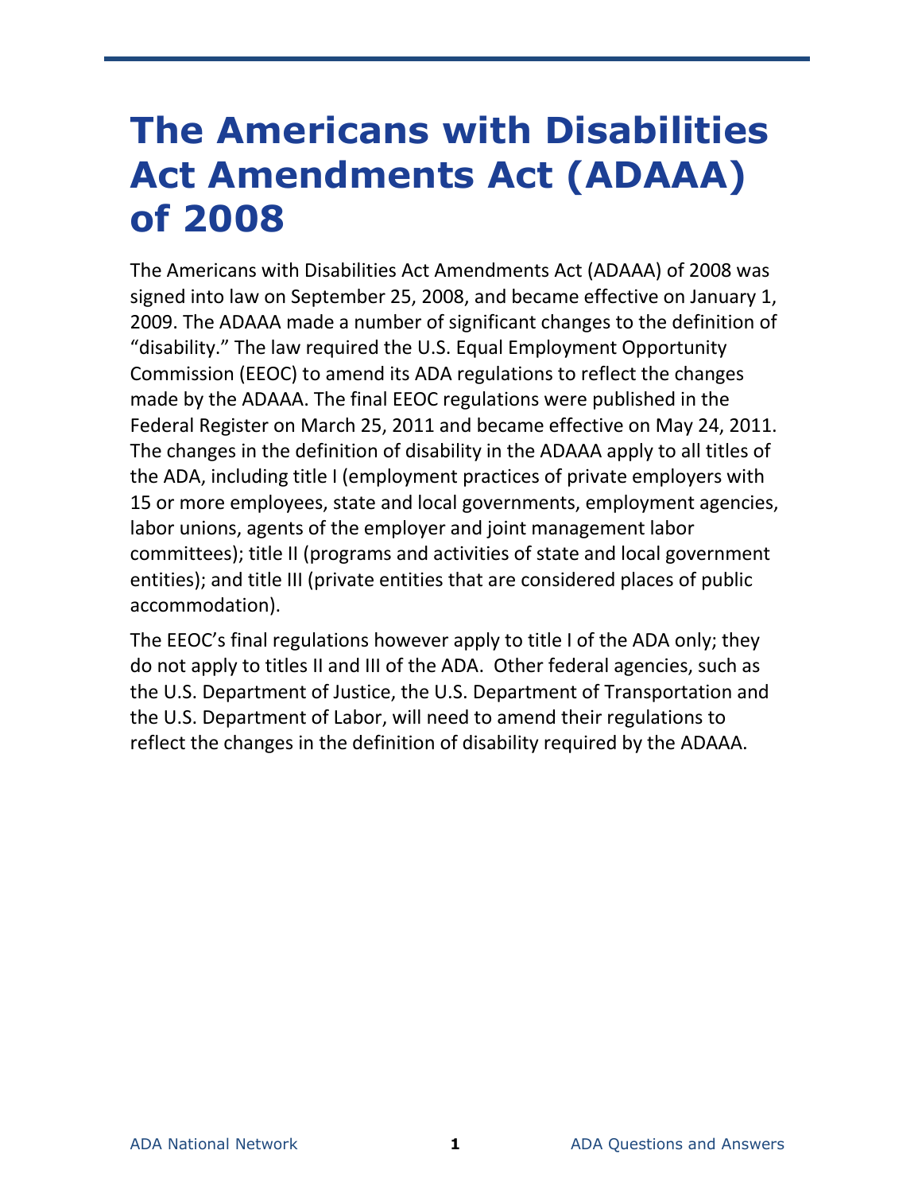# The Americans with Disabilities Act Amendments Act (ADAAA) of 2008

The Americans with Disabilities Act Amendments Act (ADAAA) of 2008 was signed into law on September 25, 2008, and became effective on January 1, 2009. The ADAAA made a number of significant changes to the definition of "disability." The law required the U.S. Equal Employment Opportunity Commission (EEOC) to amend its ADA regulations to reflect the changes made by the ADAAA. The final EEOC regulations were published in the Federal Register on March 25, 2011 and became effective on May 24, 2011. The changes in the definition of disability in the ADAAA apply to all titles of the ADA, including title I (employment practices of private employers with 15 or more employees, state and local governments, employment agencies, labor unions, agents of the employer and joint management labor committees); title II (programs and activities of state and local government entities); and title III (private entities that are considered places of public accommodation).

The EEOC's final regulations however apply to title I of the ADA only; they do not apply to titles II and III of the ADA. Other federal agencies, such as the U.S. Department of Justice, the U.S. Department of Transportation and the U.S. Department of Labor, will need to amend their regulations to reflect the changes in the definition of disability required by the ADAAA.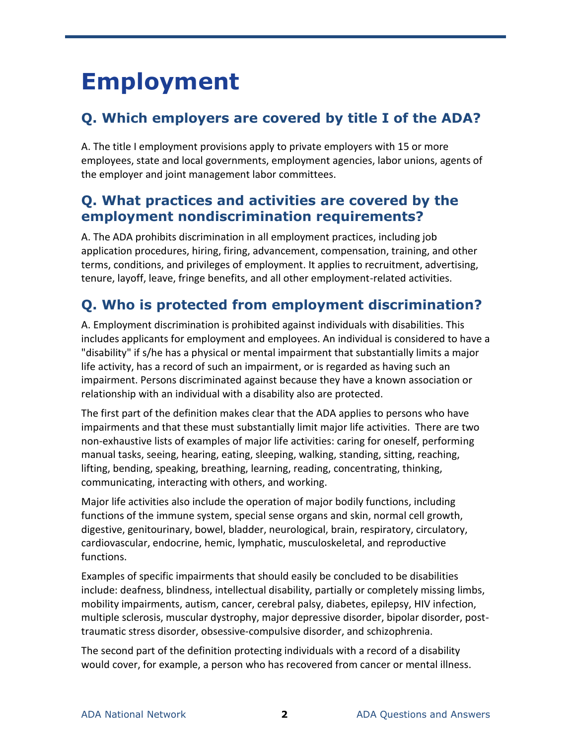# Employment

## Q. Which employers are covered by title I of the ADA?

A. The title I employment provisions apply to private employers with 15 or more employees, state and local governments, employment agencies, labor unions, agents of the employer and joint management labor committees.

## Q. What practices and activities are covered by the employment nondiscrimination requirements?

A. The ADA prohibits discrimination in all employment practices, including job application procedures, hiring, firing, advancement, compensation, training, and other terms, conditions, and privileges of employment. It applies to recruitment, advertising, tenure, layoff, leave, fringe benefits, and all other employment-related activities.

## Q. Who is protected from employment discrimination?

A. Employment discrimination is prohibited against individuals with disabilities. This includes applicants for employment and employees. An individual is considered to have a "disability" if s/he has a physical or mental impairment that substantially limits a major life activity, has a record of such an impairment, or is regarded as having such an impairment. Persons discriminated against because they have a known association or relationship with an individual with a disability also are protected.

The first part of the definition makes clear that the ADA applies to persons who have impairments and that these must substantially limit major life activities. There are two non-exhaustive lists of examples of major life activities: caring for oneself, performing manual tasks, seeing, hearing, eating, sleeping, walking, standing, sitting, reaching, lifting, bending, speaking, breathing, learning, reading, concentrating, thinking, communicating, interacting with others, and working.

Major life activities also include the operation of major bodily functions, including functions of the immune system, special sense organs and skin, normal cell growth, digestive, genitourinary, bowel, bladder, neurological, brain, respiratory, circulatory, cardiovascular, endocrine, hemic, lymphatic, musculoskeletal, and reproductive functions.

Examples of specific impairments that should easily be concluded to be disabilities include: deafness, blindness, intellectual disability, partially or completely missing limbs, mobility impairments, autism, cancer, cerebral palsy, diabetes, epilepsy, HIV infection, multiple sclerosis, muscular dystrophy, major depressive disorder, bipolar disorder, post-traumatic stress disorder, obsessive-compulsive disorder, and schizophrenia.

The second part of the definition protecting individuals with a record of a disability would cover, for example, a person who has recovered from cancer or mental illness.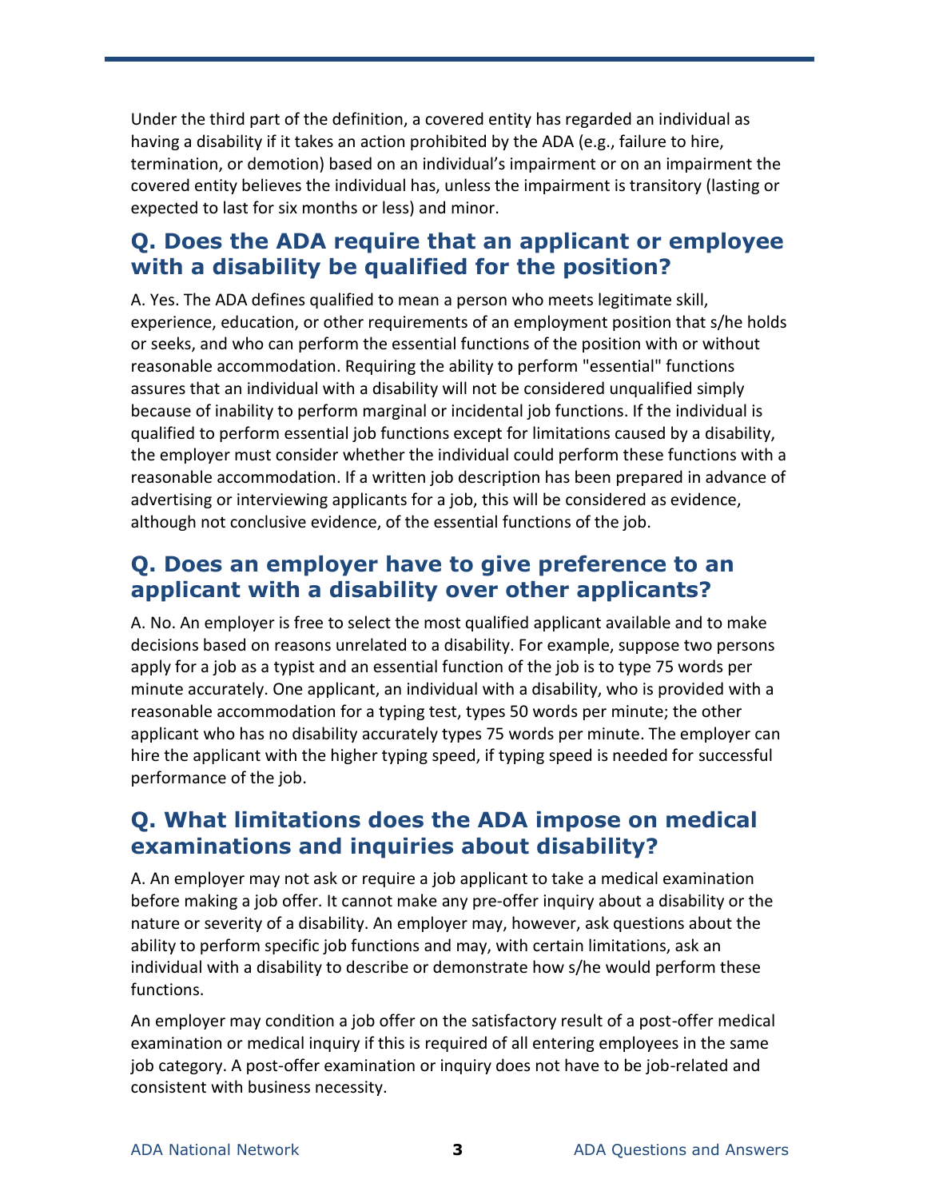Under the third part of the definition, a covered entity has regarded an individual as having a disability if it takes an action prohibited by the ADA (e.g., failure to hire, termination, or demotion) based on an individual's impairment or on an impairment the covered entity believes the individual has, unless the impairment is transitory (lasting or expected to last for six months or less) and minor.

## Q. Does the ADA require that an applicant or employee with a disability be qualified for the position?

A. Yes. The ADA defines qualified to mean a person who meets legitimate skill, experience, education, or other requirements of an employment position that s/he holds or seeks, and who can perform the essential functions of the position with or without reasonable accommodation. Requiring the ability to perform "essential" functions assures that an individual with a disability will not be considered unqualified simply because of inability to perform marginal or incidental job functions. If the individual is qualified to perform essential job functions except for limitations caused by a disability, the employer must consider whether the individual could perform these functions with a reasonable accommodation. If a written job description has been prepared in advance of advertising or interviewing applicants for a job, this will be considered as evidence, although not conclusive evidence, of the essential functions of the job.

## Q. Does an employer have to give preference to an applicant with a disability over other applicants?

A. No. An employer is free to select the most qualified applicant available and to make decisions based on reasons unrelated to a disability. For example, suppose two persons apply for a job as a typist and an essential function of the job is to type 75 words per minute accurately. One applicant, an individual with a disability, who is provided with a reasonable accommodation for a typing test, types 50 words per minute; the other applicant who has no disability accurately types 75 words per minute. The employer can hire the applicant with the higher typing speed, if typing speed is needed for successful performance of the job.

## Q. What limitations does the ADA impose on medical examinations and inquiries about disability?

A. An employer may not ask or require a job applicant to take a medical examination before making a job offer. It cannot make any pre-offer inquiry about a disability or the nature or severity of a disability. An employer may, however, ask questions about the ability to perform specific job functions and may, with certain limitations, ask an individual with a disability to describe or demonstrate how s/he would perform these functions.

An employer may condition a job offer on the satisfactory result of a post-offer medical examination or medical inquiry if this is required of all entering employees in the same job category. A post-offer examination or inquiry does not have to be job-related and consistent with business necessity.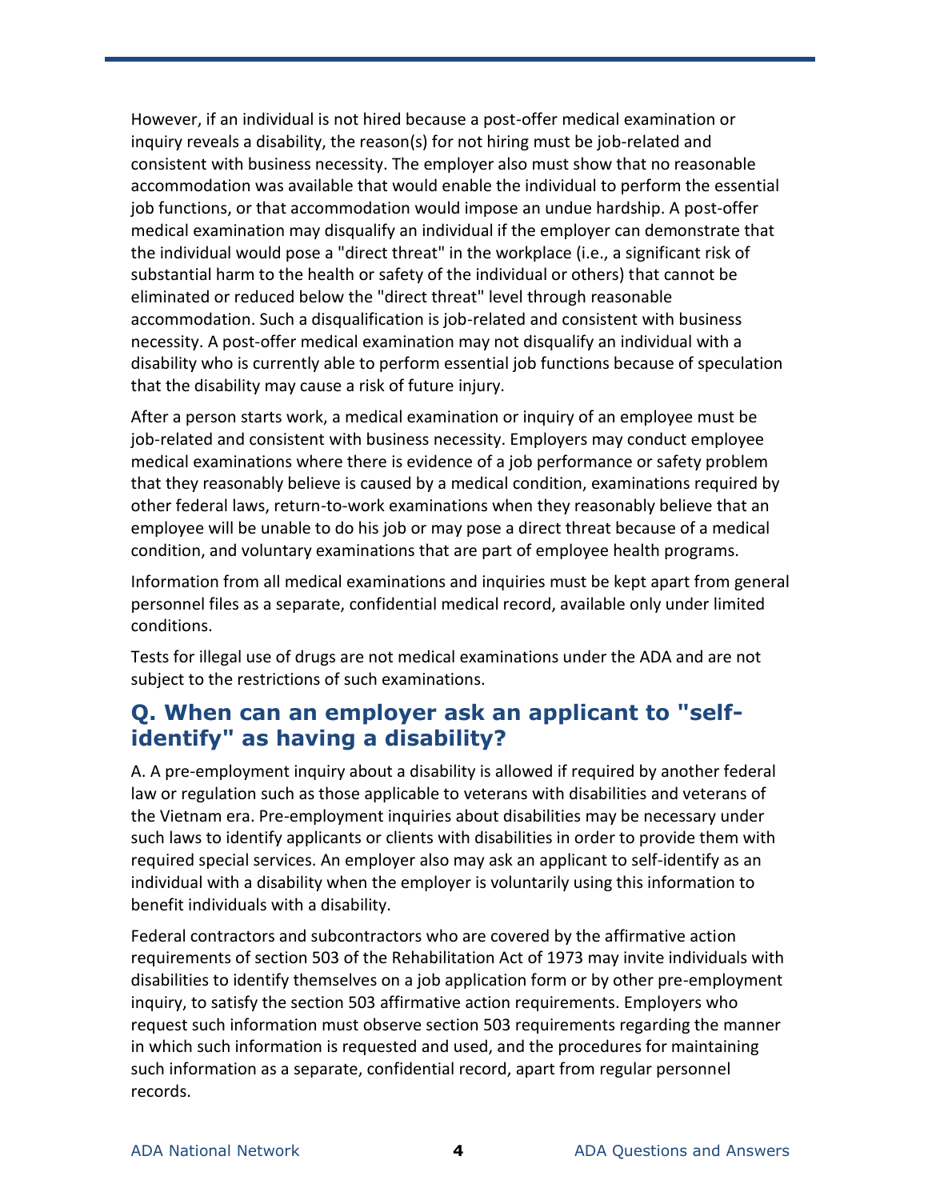However, if an individual is not hired because a post-offer medical examination or inquiry reveals a disability, the reason(s) for not hiring must be job-related and consistent with business necessity. The employer also must show that no reasonable accommodation was available that would enable the individual to perform the essential job functions, or that accommodation would impose an undue hardship. A post-offer medical examination may disqualify an individual if the employer can demonstrate that the individual would pose a "direct threat" in the workplace (i.e., a significant risk of substantial harm to the health or safety of the individual or others) that cannot be eliminated or reduced below the "direct threat" level through reasonable accommodation. Such a disqualification is job-related and consistent with business necessity. A post-offer medical examination may not disqualify an individual with a disability who is currently able to perform essential job functions because of speculation that the disability may cause a risk of future injury.

After a person starts work, a medical examination or inquiry of an employee must be job-related and consistent with business necessity. Employers may conduct employee medical examinations where there is evidence of a job performance or safety problem that they reasonably believe is caused by a medical condition, examinations required by other federal laws, return-to-work examinations when they reasonably believe that an employee will be unable to do his job or may pose a direct threat because of a medical condition, and voluntary examinations that are part of employee health programs.

Information from all medical examinations and inquiries must be kept apart from general personnel files as a separate, confidential medical record, available only under limited conditions.

Tests for illegal use of drugs are not medical examinations under the ADA and are not subject to the restrictions of such examinations.

## Q. When can an employer ask an applicant to "self-identify" as having a disability?

A. A pre-employment inquiry about a disability is allowed if required by another federal law or regulation such as those applicable to veterans with disabilities and veterans of the Vietnam era. Pre-employment inquiries about disabilities may be necessary under such laws to identify applicants or clients with disabilities in order to provide them with required special services. An employer also may ask an applicant to self-identify as an individual with a disability when the employer is voluntarily using this information to benefit individuals with a disability.

Federal contractors and subcontractors who are covered by the affirmative action requirements of section 503 of the Rehabilitation Act of 1973 may invite individuals with disabilities to identify themselves on a job application form or by other pre-employment inquiry, to satisfy the section 503 affirmative action requirements. Employers who request such information must observe section 503 requirements regarding the manner in which such information is requested and used, and the procedures for maintaining such information as a separate, confidential record, apart from regular personnel records.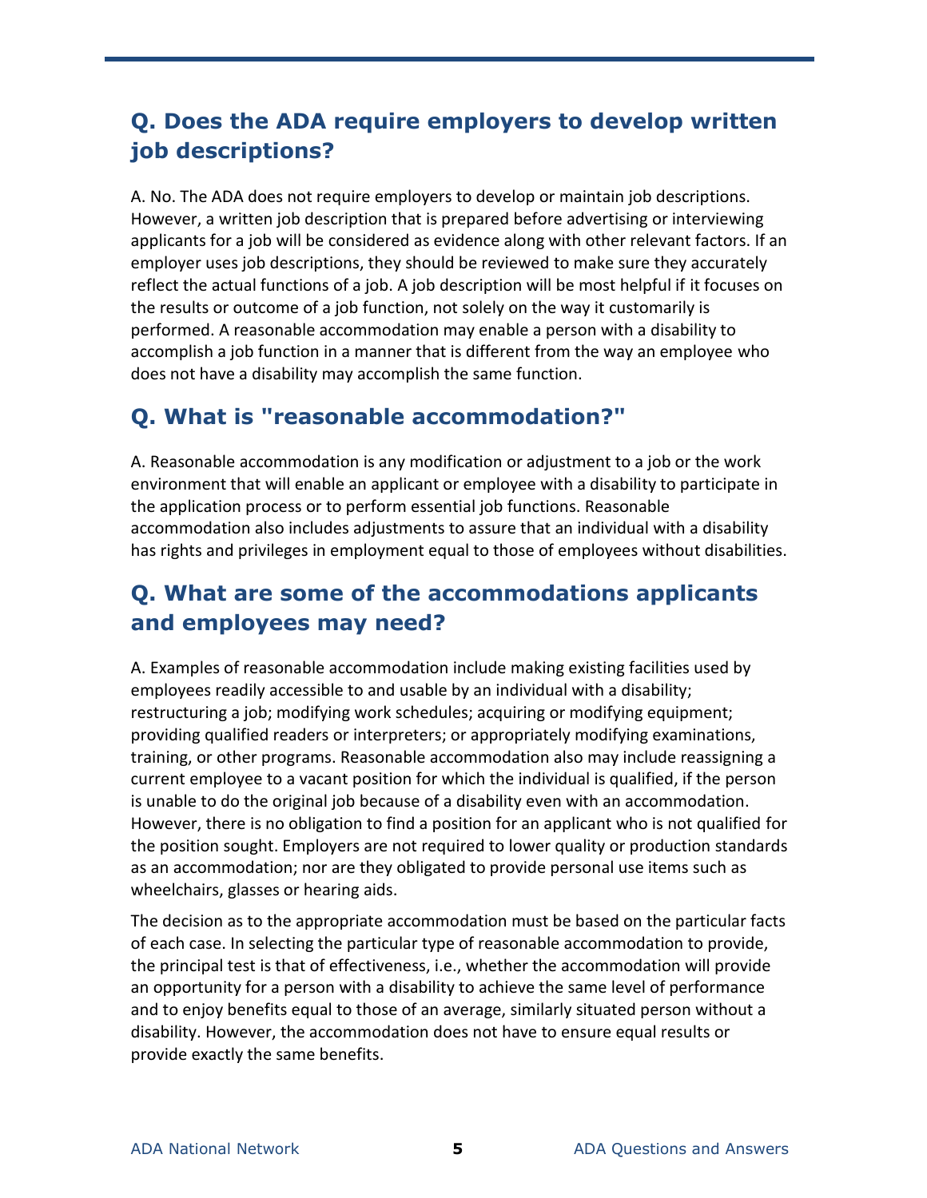## Q. Does the ADA require employers to develop written job descriptions?

A. No. The ADA does not require employers to develop or maintain job descriptions. However, a written job description that is prepared before advertising or interviewing applicants for a job will be considered as evidence along with other relevant factors. If an employer uses job descriptions, they should be reviewed to make sure they accurately reflect the actual functions of a job. A job description will be most helpful if it focuses on the results or outcome of a job function, not solely on the way it customarily is performed. A reasonable accommodation may enable a person with a disability to accomplish a job function in a manner that is different from the way an employee who does not have a disability may accomplish the same function.

## Q. What is "reasonable accommodation?"

A. Reasonable accommodation is any modification or adjustment to a job or the work environment that will enable an applicant or employee with a disability to participate in the application process or to perform essential job functions. Reasonable accommodation also includes adjustments to assure that an individual with a disability has rights and privileges in employment equal to those of employees without disabilities.

## Q. What are some of the accommodations applicants and employees may need?

A. Examples of reasonable accommodation include making existing facilities used by employees readily accessible to and usable by an individual with a disability; restructuring a job; modifying work schedules; acquiring or modifying equipment; providing qualified readers or interpreters; or appropriately modifying examinations, training, or other programs. Reasonable accommodation also may include reassigning a current employee to a vacant position for which the individual is qualified, if the person is unable to do the original job because of a disability even with an accommodation. However, there is no obligation to find a position for an applicant who is not qualified for the position sought. Employers are not required to lower quality or production standards as an accommodation; nor are they obligated to provide personal use items such as wheelchairs, glasses or hearing aids.

The decision as to the appropriate accommodation must be based on the particular facts of each case. In selecting the particular type of reasonable accommodation to provide, the principal test is that of effectiveness, i.e., whether the accommodation will provide an opportunity for a person with a disability to achieve the same level of performance and to enjoy benefits equal to those of an average, similarly situated person without a disability. However, the accommodation does not have to ensure equal results or provide exactly the same benefits.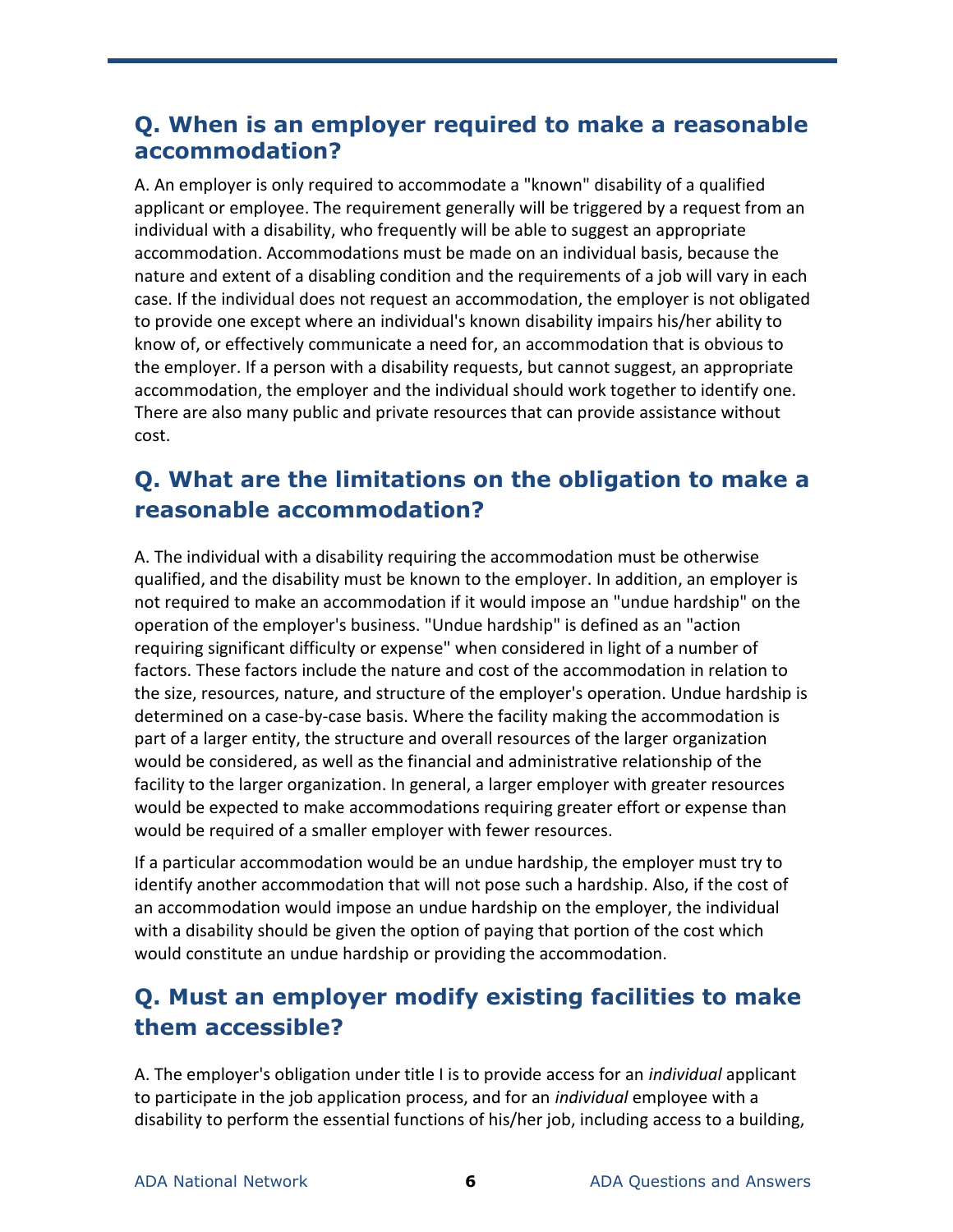## Q. When is an employer required to make a reasonable accommodation?

A. An employer is only required to accommodate a "known" disability of a qualified applicant or employee. The requirement generally will be triggered by a request from an individual with a disability, who frequently will be able to suggest an appropriate accommodation. Accommodations must be made on an individual basis, because the nature and extent of a disabling condition and the requirements of a job will vary in each case. If the individual does not request an accommodation, the employer is not obligated to provide one except where an individual's known disability impairs his/her ability to know of, or effectively communicate a need for, an accommodation that is obvious to the employer. If a person with a disability requests, but cannot suggest, an appropriate accommodation, the employer and the individual should work together to identify one. There are also many public and private resources that can provide assistance without cost.

## Q. What are the limitations on the obligation to make a reasonable accommodation?

A. The individual with a disability requiring the accommodation must be otherwise qualified, and the disability must be known to the employer. In addition, an employer is not required to make an accommodation if it would impose an "undue hardship" on the operation of the employer's business. "Undue hardship" is defined as an "action requiring significant difficulty or expense" when considered in light of a number of factors. These factors include the nature and cost of the accommodation in relation to the size, resources, nature, and structure of the employer's operation. Undue hardship is determined on a case-by-case basis. Where the facility making the accommodation is part of a larger entity, the structure and overall resources of the larger organization would be considered, as well as the financial and administrative relationship of the facility to the larger organization. In general, a larger employer with greater resources would be expected to make accommodations requiring greater effort or expense than would be required of a smaller employer with fewer resources.

If a particular accommodation would be an undue hardship, the employer must try to identify another accommodation that will not pose such a hardship. Also, if the cost of an accommodation would impose an undue hardship on the employer, the individual with a disability should be given the option of paying that portion of the cost which would constitute an undue hardship or providing the accommodation.

## Q. Must an employer modify existing facilities to make them accessible?

A. The employer's obligation under title I is to provide access for an *individual* applicant to participate in the job application process, and for an *individual* employee with a disability to perform the essential functions of his/her job, including access to a building,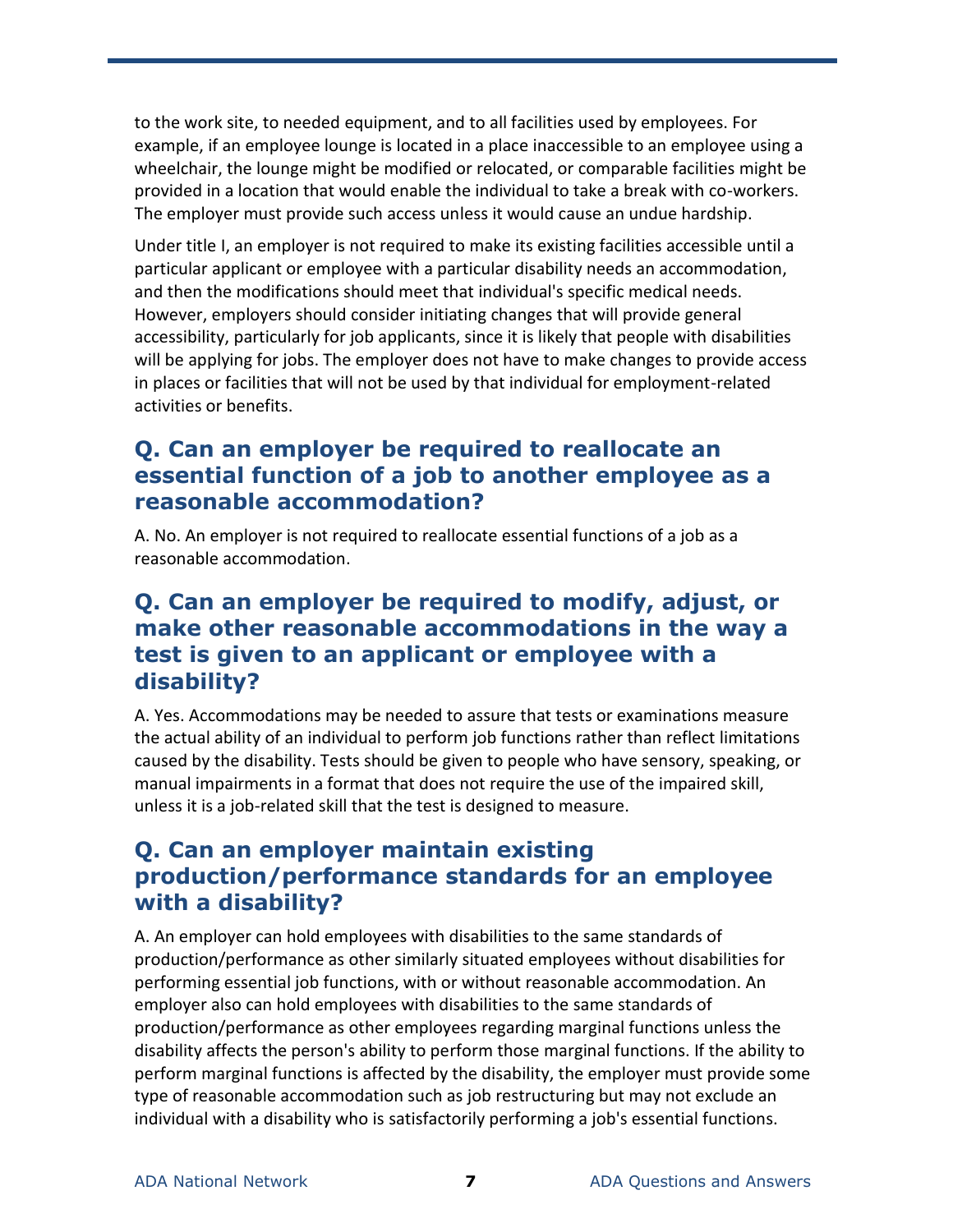to the work site, to needed equipment, and to all facilities used by employees. For example, if an employee lounge is located in a place inaccessible to an employee using a wheelchair, the lounge might be modified or relocated, or comparable facilities might be provided in a location that would enable the individual to take a break with co-workers. The employer must provide such access unless it would cause an undue hardship.

Under title I, an employer is not required to make its existing facilities accessible until a particular applicant or employee with a particular disability needs an accommodation, and then the modifications should meet that individual's specific medical needs. However, employers should consider initiating changes that will provide general accessibility, particularly for job applicants, since it is likely that people with disabilities will be applying for jobs. The employer does not have to make changes to provide access in places or facilities that will not be used by that individual for employment-related activities or benefits.

## Q. Can an employer be required to reallocate an essential function of a job to another employee as a reasonable accommodation?

A. No. An employer is not required to reallocate essential functions of a job as a reasonable accommodation.

## Q. Can an employer be required to modify, adjust, or make other reasonable accommodations in the way a test is given to an applicant or employee with a disability?

A. Yes. Accommodations may be needed to assure that tests or examinations measure the actual ability of an individual to perform job functions rather than reflect limitations caused by the disability. Tests should be given to people who have sensory, speaking, or manual impairments in a format that does not require the use of the impaired skill, unless it is a job-related skill that the test is designed to measure.

## Q. Can an employer maintain existing production/performance standards for an employee with a disability?

A. An employer can hold employees with disabilities to the same standards of production/performance as other similarly situated employees without disabilities for performing essential job functions, with or without reasonable accommodation. An employer also can hold employees with disabilities to the same standards of production/performance as other employees regarding marginal functions unless the disability affects the person's ability to perform those marginal functions. If the ability to perform marginal functions is affected by the disability, the employer must provide some type of reasonable accommodation such as job restructuring but may not exclude an individual with a disability who is satisfactorily performing a job's essential functions.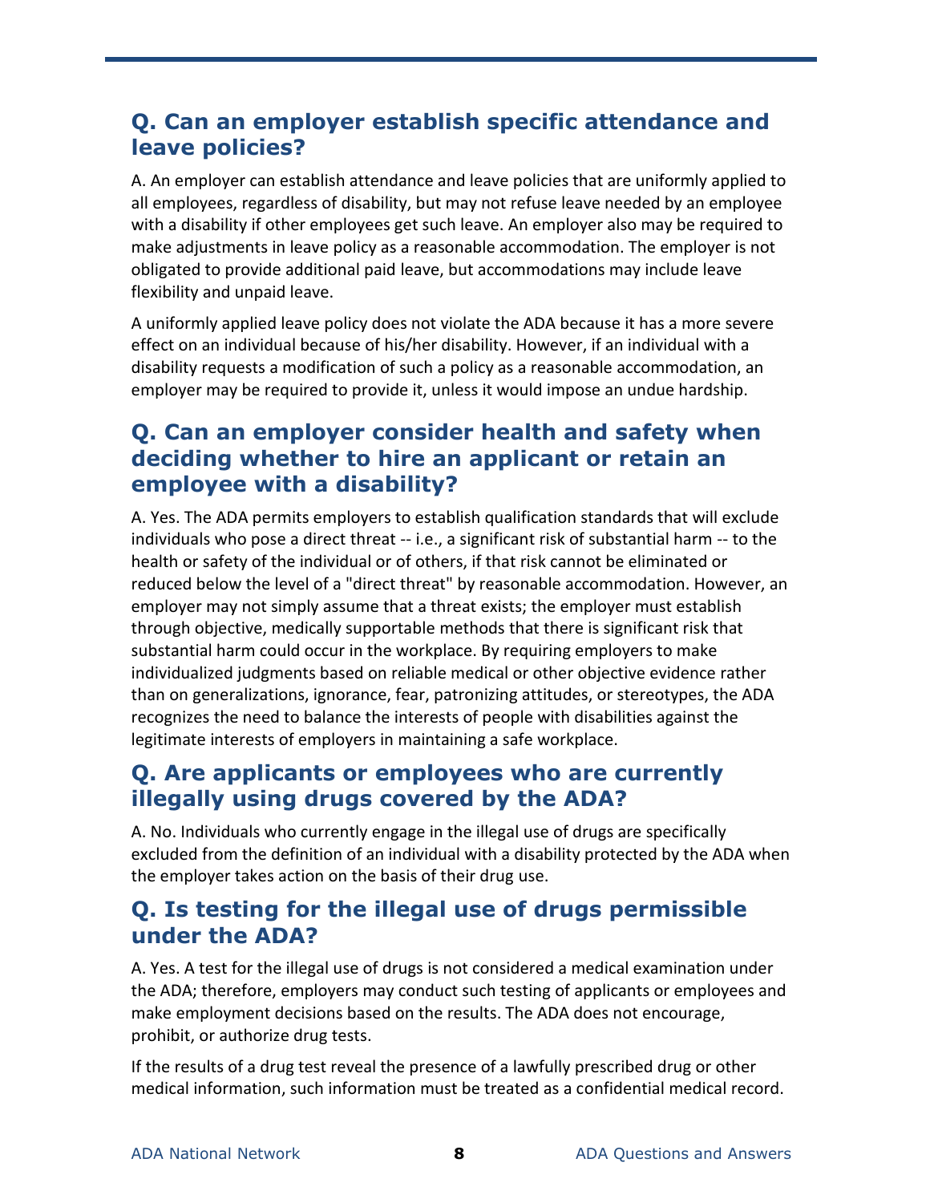## Q. Can an employer establish specific attendance and leave policies?

A. An employer can establish attendance and leave policies that are uniformly applied to all employees, regardless of disability, but may not refuse leave needed by an employee with a disability if other employees get such leave. An employer also may be required to make adjustments in leave policy as a reasonable accommodation. The employer is not obligated to provide additional paid leave, but accommodations may include leave flexibility and unpaid leave.

A uniformly applied leave policy does not violate the ADA because it has a more severe effect on an individual because of his/her disability. However, if an individual with a disability requests a modification of such a policy as a reasonable accommodation, an employer may be required to provide it, unless it would impose an undue hardship.

## Q. Can an employer consider health and safety when deciding whether to hire an applicant or retain an employee with a disability?

A. Yes. The ADA permits employers to establish qualification standards that will exclude individuals who pose a direct threat -- i.e., a significant risk of substantial harm -- to the health or safety of the individual or of others, if that risk cannot be eliminated or reduced below the level of a "direct threat" by reasonable accommodation. However, an employer may not simply assume that a threat exists; the employer must establish through objective, medically supportable methods that there is significant risk that substantial harm could occur in the workplace. By requiring employers to make individualized judgments based on reliable medical or other objective evidence rather than on generalizations, ignorance, fear, patronizing attitudes, or stereotypes, the ADA recognizes the need to balance the interests of people with disabilities against the legitimate interests of employers in maintaining a safe workplace.

## Q. Are applicants or employees who are currently illegally using drugs covered by the ADA?

A. No. Individuals who currently engage in the illegal use of drugs are specifically excluded from the definition of an individual with a disability protected by the ADA when the employer takes action on the basis of their drug use.

## Q. Is testing for the illegal use of drugs permissible under the ADA?

A. Yes. A test for the illegal use of drugs is not considered a medical examination under the ADA; therefore, employers may conduct such testing of applicants or employees and make employment decisions based on the results. The ADA does not encourage, prohibit, or authorize drug tests.

If the results of a drug test reveal the presence of a lawfully prescribed drug or other medical information, such information must be treated as a confidential medical record.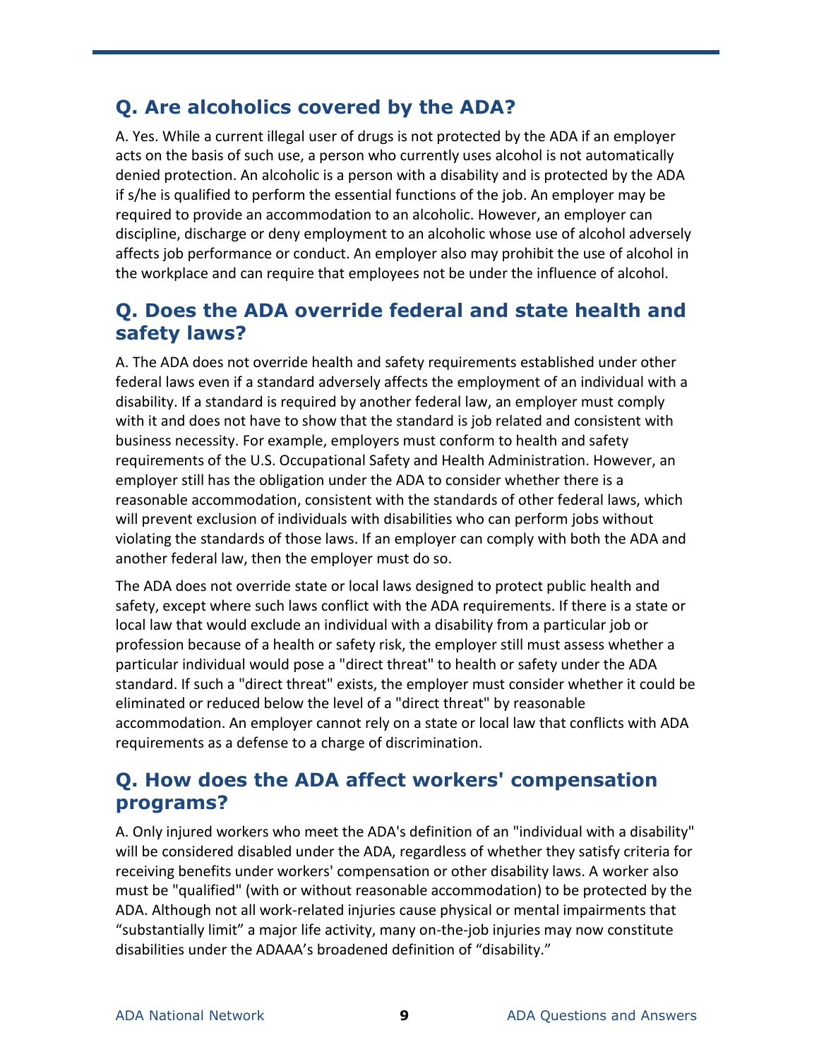## Q. Are alcoholics covered by the ADA?

A. Yes. While a current illegal user of drugs is not protected by the ADA if an employer acts on the basis of such use, a person who currently uses alcohol is not automatically denied protection. An alcoholic is a person with a disability and is protected by the ADA if s/he is qualified to perform the essential functions of the job. An employer may be required to provide an accommodation to an alcoholic. However, an employer can discipline, discharge or deny employment to an alcoholic whose use of alcohol adversely affects job performance or conduct. An employer also may prohibit the use of alcohol in the workplace and can require that employees not be under the influence of alcohol.

## Q. Does the ADA override federal and state health and safety laws?

A. The ADA does not override health and safety requirements established under other federal laws even if a standard adversely affects the employment of an individual with a disability. If a standard is required by another federal law, an employer must comply with it and does not have to show that the standard is job related and consistent with business necessity. For example, employers must conform to health and safety requirements of the U.S. Occupational Safety and Health Administration. However, an employer still has the obligation under the ADA to consider whether there is a reasonable accommodation, consistent with the standards of other federal laws, which will prevent exclusion of individuals with disabilities who can perform jobs without violating the standards of those laws. If an employer can comply with both the ADA and another federal law, then the employer must do so.

The ADA does not override state or local laws designed to protect public health and safety, except where such laws conflict with the ADA requirements. If there is a state or local law that would exclude an individual with a disability from a particular job or profession because of a health or safety risk, the employer still must assess whether a particular individual would pose a "direct threat" to health or safety under the ADA standard. If such a "direct threat" exists, the employer must consider whether it could be eliminated or reduced below the level of a "direct threat" by reasonable accommodation. An employer cannot rely on a state or local law that conflicts with ADA requirements as a defense to a charge of discrimination.

## Q. How does the ADA affect workers' compensation programs?

A. Only injured workers who meet the ADA's definition of an "individual with a disability" will be considered disabled under the ADA, regardless of whether they satisfy criteria for receiving benefits under workers' compensation or other disability laws. A worker also must be "qualified" (with or without reasonable accommodation) to be protected by the ADA. Although not all work-related injuries cause physical or mental impairments that "substantially limit" a major life activity, many on-the-job injuries may now constitute disabilities under the ADAAA's broadened definition of "disability."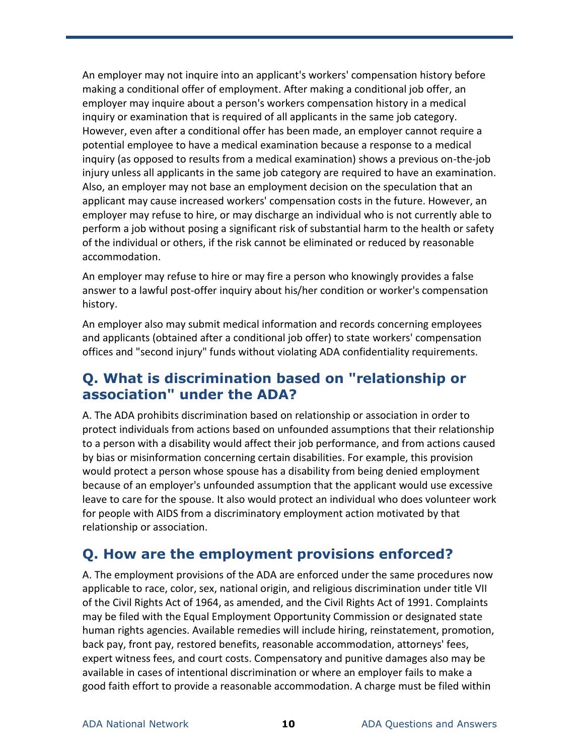An employer may not inquire into an applicant's workers' compensation history before making a conditional offer of employment. After making a conditional job offer, an employer may inquire about a person's workers compensation history in a medical inquiry or examination that is required of all applicants in the same job category. However, even after a conditional offer has been made, an employer cannot require a potential employee to have a medical examination because a response to a medical inquiry (as opposed to results from a medical examination) shows a previous on-the-job injury unless all applicants in the same job category are required to have an examination. Also, an employer may not base an employment decision on the speculation that an applicant may cause increased workers' compensation costs in the future. However, an employer may refuse to hire, or may discharge an individual who is not currently able to perform a job without posing a significant risk of substantial harm to the health or safety of the individual or others, if the risk cannot be eliminated or reduced by reasonable accommodation.

An employer may refuse to hire or may fire a person who knowingly provides a false answer to a lawful post-offer inquiry about his/her condition or worker's compensation history.

An employer also may submit medical information and records concerning employees and applicants (obtained after a conditional job offer) to state workers' compensation offices and "second injury" funds without violating ADA confidentiality requirements.

## Q. What is discrimination based on "relationship or association" under the ADA?

A. The ADA prohibits discrimination based on relationship or association in order to protect individuals from actions based on unfounded assumptions that their relationship to a person with a disability would affect their job performance, and from actions caused by bias or misinformation concerning certain disabilities. For example, this provision would protect a person whose spouse has a disability from being denied employment because of an employer's unfounded assumption that the applicant would use excessive leave to care for the spouse. It also would protect an individual who does volunteer work for people with AIDS from a discriminatory employment action motivated by that relationship or association.

## Q. How are the employment provisions enforced?

A. The employment provisions of the ADA are enforced under the same procedures now applicable to race, color, sex, national origin, and religious discrimination under title VII of the Civil Rights Act of 1964, as amended, and the Civil Rights Act of 1991. Complaints may be filed with the Equal Employment Opportunity Commission or designated state human rights agencies. Available remedies will include hiring, reinstatement, promotion, back pay, front pay, restored benefits, reasonable accommodation, attorneys' fees, expert witness fees, and court costs. Compensatory and punitive damages also may be available in cases of intentional discrimination or where an employer fails to make a good faith effort to provide a reasonable accommodation. A charge must be filed within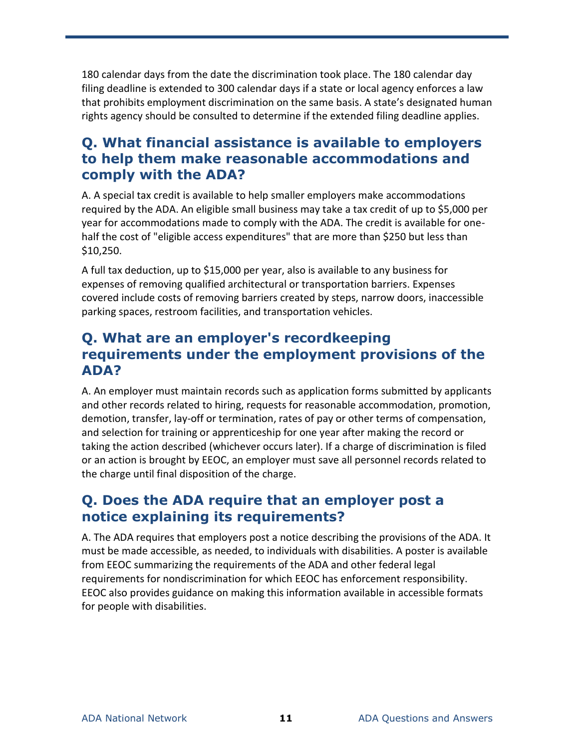180 calendar days from the date the discrimination took place. The 180 calendar day filing deadline is extended to 300 calendar days if a state or local agency enforces a law that prohibits employment discrimination on the same basis. A state's designated human rights agency should be consulted to determine if the extended filing deadline applies.

## Q. What financial assistance is available to employers to help them make reasonable accommodations and comply with the ADA?

A. A special tax credit is available to help smaller employers make accommodations required by the ADA. An eligible small business may take a tax credit of up to $5,000 per year for accommodations made to comply with the ADA. The credit is available for one-half the cost of "eligible access expenditures" that are more than $250 but less than $10,250.

A full tax deduction, up to $15,000 per year, also is available to any business for expenses of removing qualified architectural or transportation barriers. Expenses covered include costs of removing barriers created by steps, narrow doors, inaccessible parking spaces, restroom facilities, and transportation vehicles.

## Q. What are an employer's recordkeeping requirements under the employment provisions of the ADA?

A. An employer must maintain records such as application forms submitted by applicants and other records related to hiring, requests for reasonable accommodation, promotion, demotion, transfer, lay-off or termination, rates of pay or other terms of compensation, and selection for training or apprenticeship for one year after making the record or taking the action described (whichever occurs later). If a charge of discrimination is filed or an action is brought by EEOC, an employer must save all personnel records related to the charge until final disposition of the charge.

## Q. Does the ADA require that an employer post a notice explaining its requirements?

A. The ADA requires that employers post a notice describing the provisions of the ADA. It must be made accessible, as needed, to individuals with disabilities. A poster is available from EEOC summarizing the requirements of the ADA and other federal legal requirements for nondiscrimination for which EEOC has enforcement responsibility. EEOC also provides guidance on making this information available in accessible formats for people with disabilities.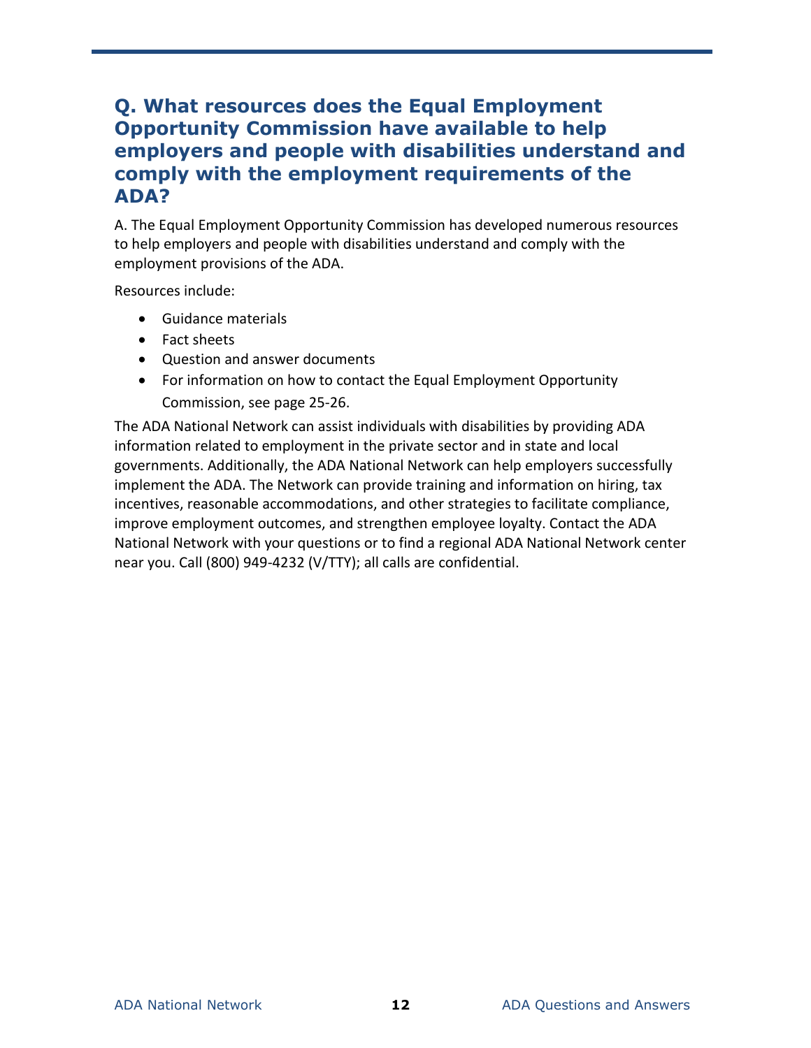## Q. What resources does the Equal Employment Opportunity Commission have available to help employers and people with disabilities understand and comply with the employment requirements of the ADA?

A. The Equal Employment Opportunity Commission has developed numerous resources to help employers and people with disabilities understand and comply with the employment provisions of the ADA.

Resources include:

- Guidance materials
- Fact sheets
- Question and answer documents
- For information on how to contact the Equal Employment Opportunity Commission, see page 25-26.

The ADA National Network can assist individuals with disabilities by providing ADA information related to employment in the private sector and in state and local governments. Additionally, the ADA National Network can help employers successfully implement the ADA. The Network can provide training and information on hiring, tax incentives, reasonable accommodations, and other strategies to facilitate compliance, improve employment outcomes, and strengthen employee loyalty. Contact the ADA National Network with your questions or to find a regional ADA National Network center near you. Call (800) 949-4232 (V/TTY); all calls are confidential.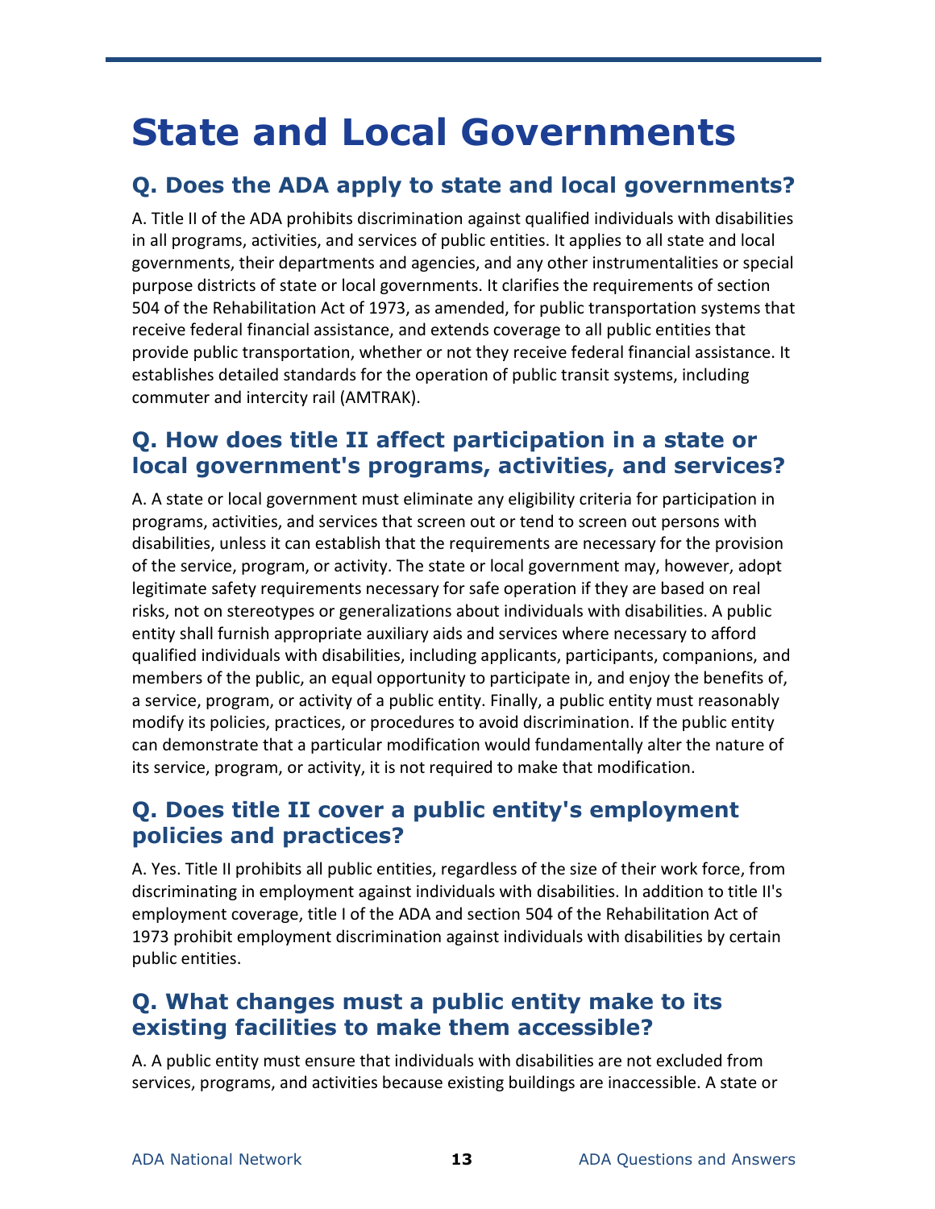# State and Local Governments

## Q. Does the ADA apply to state and local governments?

A. Title II of the ADA prohibits discrimination against qualified individuals with disabilities in all programs, activities, and services of public entities. It applies to all state and local governments, their departments and agencies, and any other instrumentalities or special purpose districts of state or local governments. It clarifies the requirements of section 504 of the Rehabilitation Act of 1973, as amended, for public transportation systems that receive federal financial assistance, and extends coverage to all public entities that provide public transportation, whether or not they receive federal financial assistance. It establishes detailed standards for the operation of public transit systems, including commuter and intercity rail (AMTRAK).

## Q. How does title II affect participation in a state or local government's programs, activities, and services?

A. A state or local government must eliminate any eligibility criteria for participation in programs, activities, and services that screen out or tend to screen out persons with disabilities, unless it can establish that the requirements are necessary for the provision of the service, program, or activity. The state or local government may, however, adopt legitimate safety requirements necessary for safe operation if they are based on real risks, not on stereotypes or generalizations about individuals with disabilities. A public entity shall furnish appropriate auxiliary aids and services where necessary to afford qualified individuals with disabilities, including applicants, participants, companions, and members of the public, an equal opportunity to participate in, and enjoy the benefits of, a service, program, or activity of a public entity. Finally, a public entity must reasonably modify its policies, practices, or procedures to avoid discrimination. If the public entity can demonstrate that a particular modification would fundamentally alter the nature of its service, program, or activity, it is not required to make that modification.

## Q. Does title II cover a public entity's employment policies and practices?

A. Yes. Title II prohibits all public entities, regardless of the size of their work force, from discriminating in employment against individuals with disabilities. In addition to title II's employment coverage, title I of the ADA and section 504 of the Rehabilitation Act of 1973 prohibit employment discrimination against individuals with disabilities by certain public entities.

## Q. What changes must a public entity make to its existing facilities to make them accessible?

A. A public entity must ensure that individuals with disabilities are not excluded from services, programs, and activities because existing buildings are inaccessible. A state or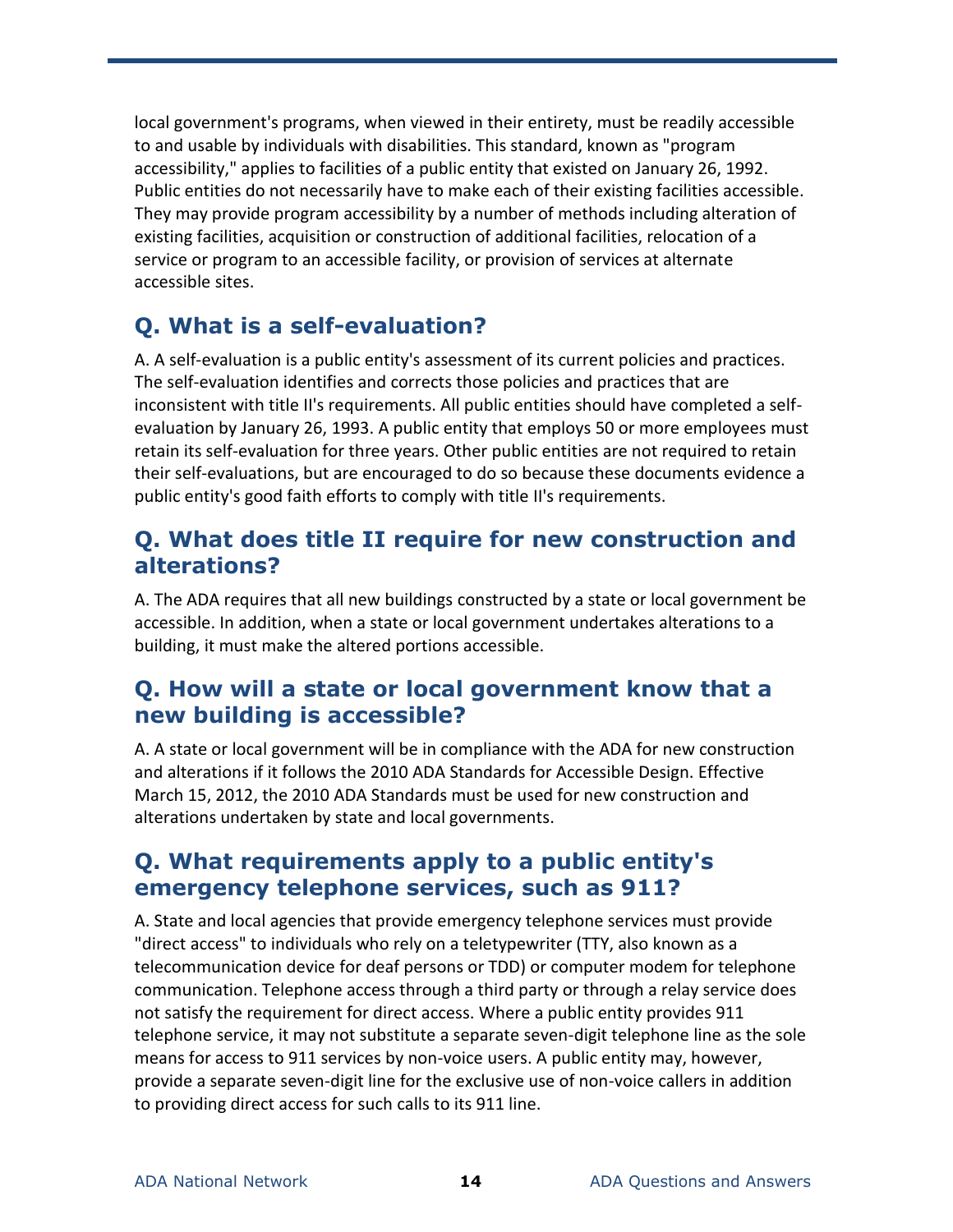local government's programs, when viewed in their entirety, must be readily accessible to and usable by individuals with disabilities. This standard, known as "program accessibility," applies to facilities of a public entity that existed on January 26, 1992. Public entities do not necessarily have to make each of their existing facilities accessible. They may provide program accessibility by a number of methods including alteration of existing facilities, acquisition or construction of additional facilities, relocation of a service or program to an accessible facility, or provision of services at alternate accessible sites.

## Q. What is a self-evaluation?

A. A self-evaluation is a public entity's assessment of its current policies and practices. The self-evaluation identifies and corrects those policies and practices that are inconsistent with title II's requirements. All public entities should have completed a self-evaluation by January 26, 1993. A public entity that employs 50 or more employees must retain its self-evaluation for three years. Other public entities are not required to retain their self-evaluations, but are encouraged to do so because these documents evidence a public entity's good faith efforts to comply with title II's requirements.

## Q. What does title II require for new construction and alterations?

A. The ADA requires that all new buildings constructed by a state or local government be accessible. In addition, when a state or local government undertakes alterations to a building, it must make the altered portions accessible.

## Q. How will a state or local government know that a new building is accessible?

A. A state or local government will be in compliance with the ADA for new construction and alterations if it follows the 2010 ADA Standards for Accessible Design. Effective March 15, 2012, the 2010 ADA Standards must be used for new construction and alterations undertaken by state and local governments.

## Q. What requirements apply to a public entity's emergency telephone services, such as 911?

A. State and local agencies that provide emergency telephone services must provide "direct access" to individuals who rely on a teletypewriter (TTY, also known as a telecommunication device for deaf persons or TDD) or computer modem for telephone communication. Telephone access through a third party or through a relay service does not satisfy the requirement for direct access. Where a public entity provides 911 telephone service, it may not substitute a separate seven-digit telephone line as the sole means for access to 911 services by non-voice users. A public entity may, however, provide a separate seven-digit line for the exclusive use of non-voice callers in addition to providing direct access for such calls to its 911 line.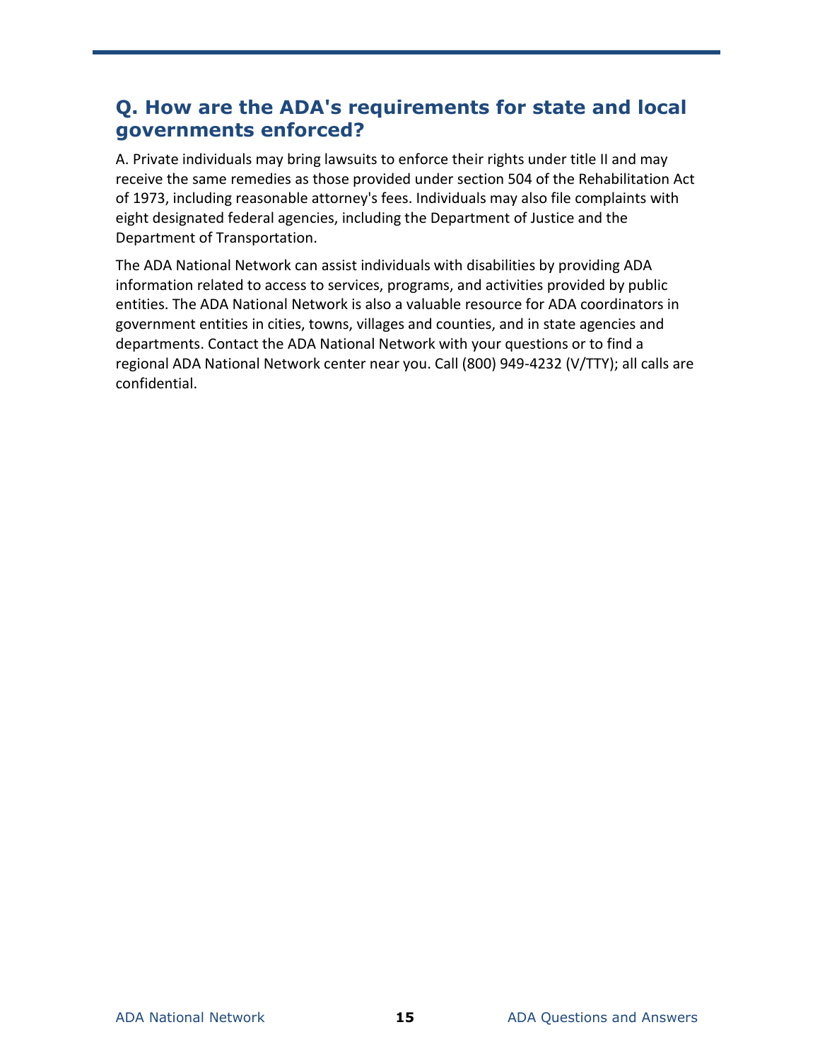## Q. How are the ADA's requirements for state and local governments enforced?

A. Private individuals may bring lawsuits to enforce their rights under title II and may receive the same remedies as those provided under section 504 of the Rehabilitation Act of 1973, including reasonable attorney's fees. Individuals may also file complaints with eight designated federal agencies, including the Department of Justice and the Department of Transportation.

The ADA National Network can assist individuals with disabilities by providing ADA information related to access to services, programs, and activities provided by public entities. The ADA National Network is also a valuable resource for ADA coordinators in government entities in cities, towns, villages and counties, and in state agencies and departments. Contact the ADA National Network with your questions or to find a regional ADA National Network center near you. Call (800) 949-4232 (V/TTY); all calls are confidential.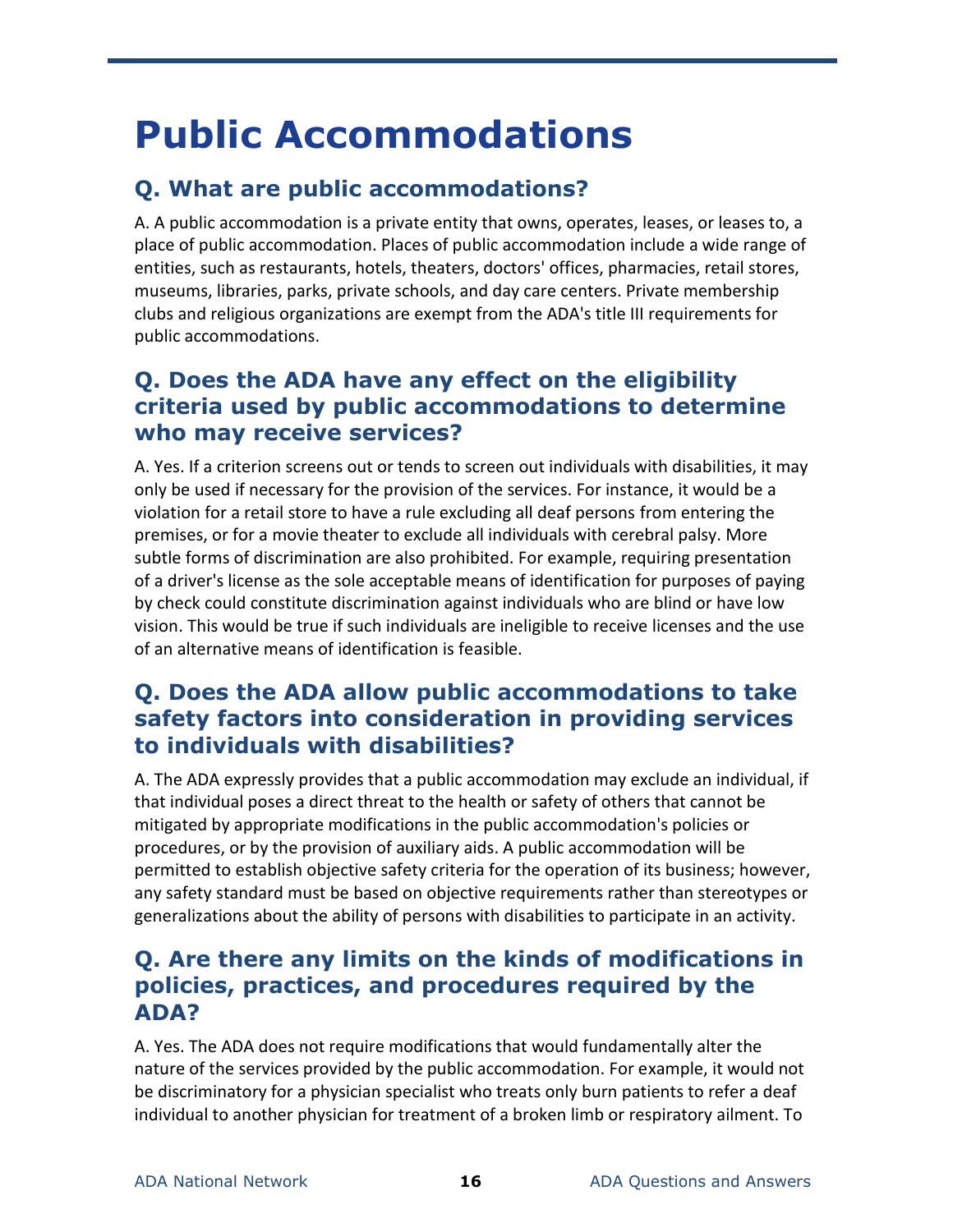# Public Accommodations

## Q. What are public accommodations?

A. A public accommodation is a private entity that owns, operates, leases, or leases to, a place of public accommodation. Places of public accommodation include a wide range of entities, such as restaurants, hotels, theaters, doctors' offices, pharmacies, retail stores, museums, libraries, parks, private schools, and day care centers. Private membership clubs and religious organizations are exempt from the ADA's title III requirements for public accommodations.

## Q. Does the ADA have any effect on the eligibility criteria used by public accommodations to determine who may receive services?

A. Yes. If a criterion screens out or tends to screen out individuals with disabilities, it may only be used if necessary for the provision of the services. For instance, it would be a violation for a retail store to have a rule excluding all deaf persons from entering the premises, or for a movie theater to exclude all individuals with cerebral palsy. More subtle forms of discrimination are also prohibited. For example, requiring presentation of a driver's license as the sole acceptable means of identification for purposes of paying by check could constitute discrimination against individuals who are blind or have low vision. This would be true if such individuals are ineligible to receive licenses and the use of an alternative means of identification is feasible.

## Q. Does the ADA allow public accommodations to take safety factors into consideration in providing services to individuals with disabilities?

A. The ADA expressly provides that a public accommodation may exclude an individual, if that individual poses a direct threat to the health or safety of others that cannot be mitigated by appropriate modifications in the public accommodation's policies or procedures, or by the provision of auxiliary aids. A public accommodation will be permitted to establish objective safety criteria for the operation of its business; however, any safety standard must be based on objective requirements rather than stereotypes or generalizations about the ability of persons with disabilities to participate in an activity.

## Q. Are there any limits on the kinds of modifications in policies, practices, and procedures required by the ADA?

A. Yes. The ADA does not require modifications that would fundamentally alter the nature of the services provided by the public accommodation. For example, it would not be discriminatory for a physician specialist who treats only burn patients to refer a deaf individual to another physician for treatment of a broken limb or respiratory ailment. To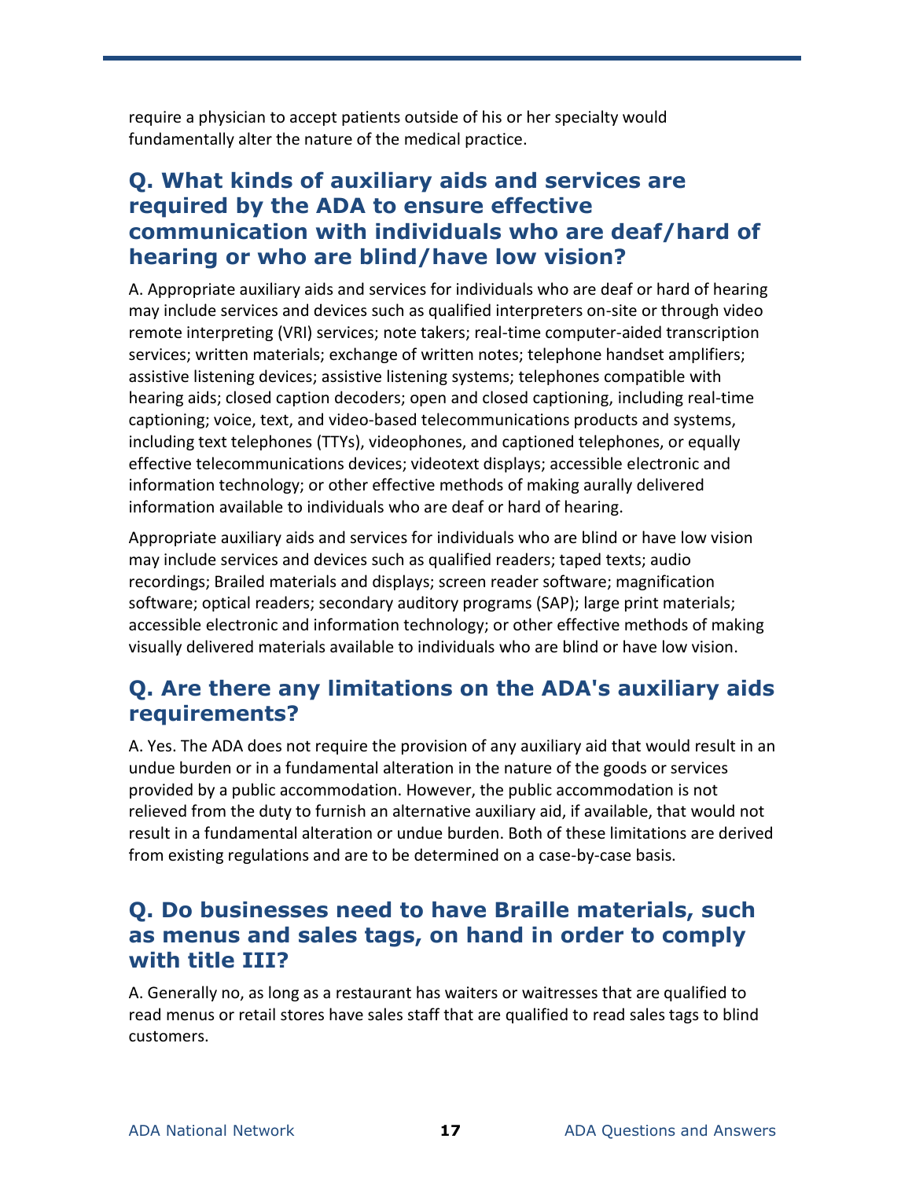require a physician to accept patients outside of his or her specialty would fundamentally alter the nature of the medical practice.

## Q. What kinds of auxiliary aids and services are required by the ADA to ensure effective communication with individuals who are deaf/hard of hearing or who are blind/have low vision?

A. Appropriate auxiliary aids and services for individuals who are deaf or hard of hearing may include services and devices such as qualified interpreters on-site or through video remote interpreting (VRI) services; note takers; real-time computer-aided transcription services; written materials; exchange of written notes; telephone handset amplifiers; assistive listening devices; assistive listening systems; telephones compatible with hearing aids; closed caption decoders; open and closed captioning, including real-time captioning; voice, text, and video-based telecommunications products and systems, including text telephones (TTYs), videophones, and captioned telephones, or equally effective telecommunications devices; videotext displays; accessible electronic and information technology; or other effective methods of making aurally delivered information available to individuals who are deaf or hard of hearing.

Appropriate auxiliary aids and services for individuals who are blind or have low vision may include services and devices such as qualified readers; taped texts; audio recordings; Brailed materials and displays; screen reader software; magnification software; optical readers; secondary auditory programs (SAP); large print materials; accessible electronic and information technology; or other effective methods of making visually delivered materials available to individuals who are blind or have low vision.

## Q. Are there any limitations on the ADA's auxiliary aids requirements?

A. Yes. The ADA does not require the provision of any auxiliary aid that would result in an undue burden or in a fundamental alteration in the nature of the goods or services provided by a public accommodation. However, the public accommodation is not relieved from the duty to furnish an alternative auxiliary aid, if available, that would not result in a fundamental alteration or undue burden. Both of these limitations are derived from existing regulations and are to be determined on a case-by-case basis.

## Q. Do businesses need to have Braille materials, such as menus and sales tags, on hand in order to comply with title III?

A. Generally no, as long as a restaurant has waiters or waitresses that are qualified to read menus or retail stores have sales staff that are qualified to read sales tags to blind customers.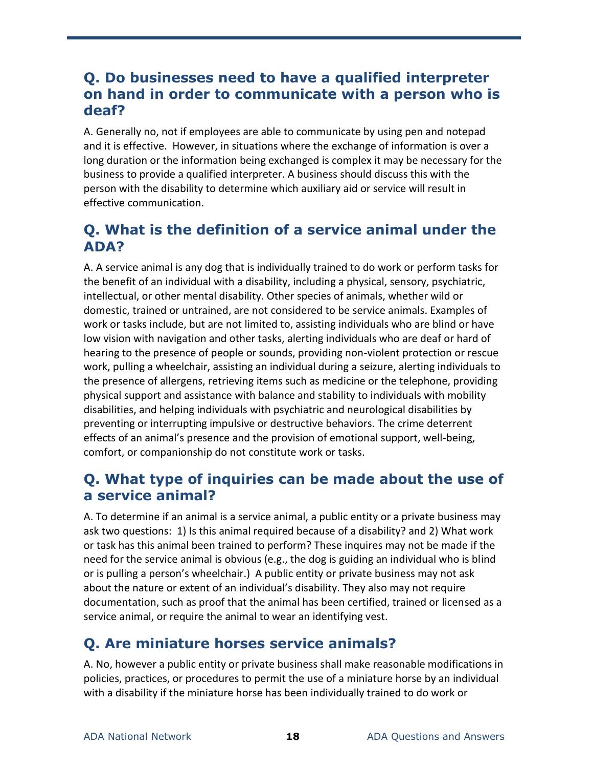## Q. Do businesses need to have a qualified interpreter on hand in order to communicate with a person who is deaf?

A. Generally no, not if employees are able to communicate by using pen and notepad and it is effective. However, in situations where the exchange of information is over a long duration or the information being exchanged is complex it may be necessary for the business to provide a qualified interpreter. A business should discuss this with the person with the disability to determine which auxiliary aid or service will result in effective communication.

## Q. What is the definition of a service animal under the ADA?

A. A service animal is any dog that is individually trained to do work or perform tasks for the benefit of an individual with a disability, including a physical, sensory, psychiatric, intellectual, or other mental disability. Other species of animals, whether wild or domestic, trained or untrained, are not considered to be service animals. Examples of work or tasks include, but are not limited to, assisting individuals who are blind or have low vision with navigation and other tasks, alerting individuals who are deaf or hard of hearing to the presence of people or sounds, providing non-violent protection or rescue work, pulling a wheelchair, assisting an individual during a seizure, alerting individuals to the presence of allergens, retrieving items such as medicine or the telephone, providing physical support and assistance with balance and stability to individuals with mobility disabilities, and helping individuals with psychiatric and neurological disabilities by preventing or interrupting impulsive or destructive behaviors. The crime deterrent effects of an animal's presence and the provision of emotional support, well-being, comfort, or companionship do not constitute work or tasks.

## Q. What type of inquiries can be made about the use of a service animal?

A. To determine if an animal is a service animal, a public entity or a private business may ask two questions: 1) Is this animal required because of a disability? and 2) What work or task has this animal been trained to perform? These inquires may not be made if the need for the service animal is obvious (e.g., the dog is guiding an individual who is blind or is pulling a person's wheelchair.) A public entity or private business may not ask about the nature or extent of an individual's disability. They also may not require documentation, such as proof that the animal has been certified, trained or licensed as a service animal, or require the animal to wear an identifying vest.

## Q. Are miniature horses service animals?

A. No, however a public entity or private business shall make reasonable modifications in policies, practices, or procedures to permit the use of a miniature horse by an individual with a disability if the miniature horse has been individually trained to do work or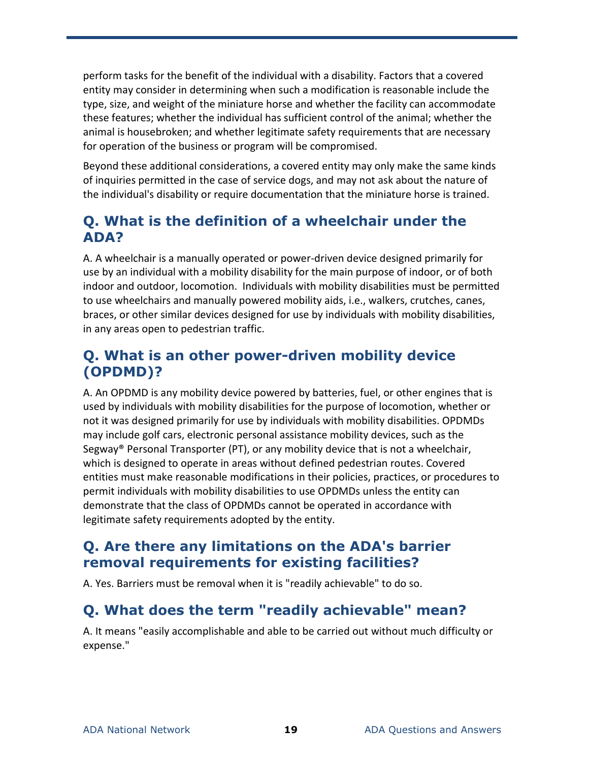perform tasks for the benefit of the individual with a disability. Factors that a covered entity may consider in determining when such a modification is reasonable include the type, size, and weight of the miniature horse and whether the facility can accommodate these features; whether the individual has sufficient control of the animal; whether the animal is housebroken; and whether legitimate safety requirements that are necessary for operation of the business or program will be compromised.

Beyond these additional considerations, a covered entity may only make the same kinds of inquiries permitted in the case of service dogs, and may not ask about the nature of the individual's disability or require documentation that the miniature horse is trained.

## Q. What is the definition of a wheelchair under the ADA?

A. A wheelchair is a manually operated or power-driven device designed primarily for use by an individual with a mobility disability for the main purpose of indoor, or of both indoor and outdoor, locomotion. Individuals with mobility disabilities must be permitted to use wheelchairs and manually powered mobility aids, i.e., walkers, crutches, canes, braces, or other similar devices designed for use by individuals with mobility disabilities, in any areas open to pedestrian traffic.

## Q. What is an other power-driven mobility device (OPDMD)?

A. An OPDMD is any mobility device powered by batteries, fuel, or other engines that is used by individuals with mobility disabilities for the purpose of locomotion, whether or not it was designed primarily for use by individuals with mobility disabilities. OPDMDs may include golf cars, electronic personal assistance mobility devices, such as the Segway® Personal Transporter (PT), or any mobility device that is not a wheelchair, which is designed to operate in areas without defined pedestrian routes. Covered entities must make reasonable modifications in their policies, practices, or procedures to permit individuals with mobility disabilities to use OPDMDs unless the entity can demonstrate that the class of OPDMDs cannot be operated in accordance with legitimate safety requirements adopted by the entity.

## Q. Are there any limitations on the ADA's barrier removal requirements for existing facilities?

A. Yes. Barriers must be removal when it is "readily achievable" to do so.

## Q. What does the term "readily achievable" mean?

A. It means "easily accomplishable and able to be carried out without much difficulty or expense."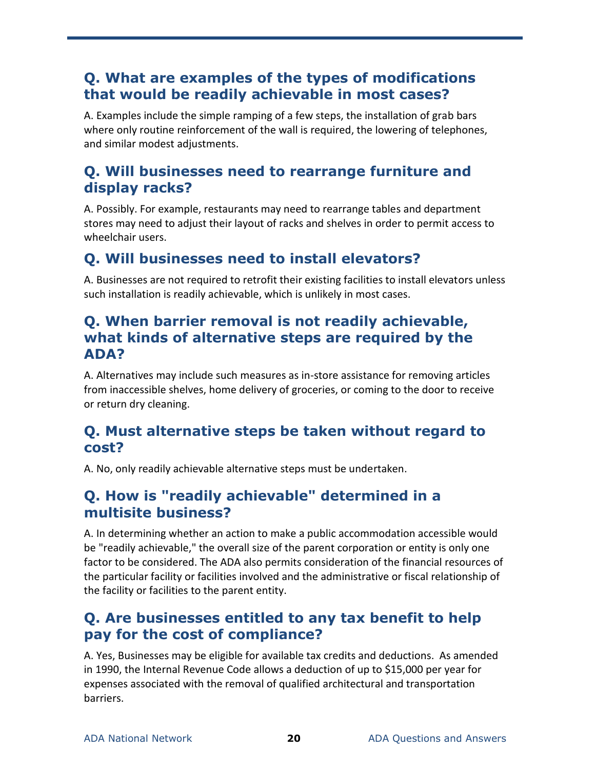## Q. What are examples of the types of modifications that would be readily achievable in most cases?

A. Examples include the simple ramping of a few steps, the installation of grab bars where only routine reinforcement of the wall is required, the lowering of telephones, and similar modest adjustments.

## Q. Will businesses need to rearrange furniture and display racks?

A. Possibly. For example, restaurants may need to rearrange tables and department stores may need to adjust their layout of racks and shelves in order to permit access to wheelchair users.

## Q. Will businesses need to install elevators?

A. Businesses are not required to retrofit their existing facilities to install elevators unless such installation is readily achievable, which is unlikely in most cases.

## Q. When barrier removal is not readily achievable, what kinds of alternative steps are required by the ADA?

A. Alternatives may include such measures as in-store assistance for removing articles from inaccessible shelves, home delivery of groceries, or coming to the door to receive or return dry cleaning.

## Q. Must alternative steps be taken without regard to cost?

A. No, only readily achievable alternative steps must be undertaken.

## Q. How is "readily achievable" determined in a multisite business?

A. In determining whether an action to make a public accommodation accessible would be "readily achievable," the overall size of the parent corporation or entity is only one factor to be considered. The ADA also permits consideration of the financial resources of the particular facility or facilities involved and the administrative or fiscal relationship of the facility or facilities to the parent entity.

## Q. Are businesses entitled to any tax benefit to help pay for the cost of compliance?

A. Yes, Businesses may be eligible for available tax credits and deductions. As amended in 1990, the Internal Revenue Code allows a deduction of up to $15,000 per year for expenses associated with the removal of qualified architectural and transportation barriers.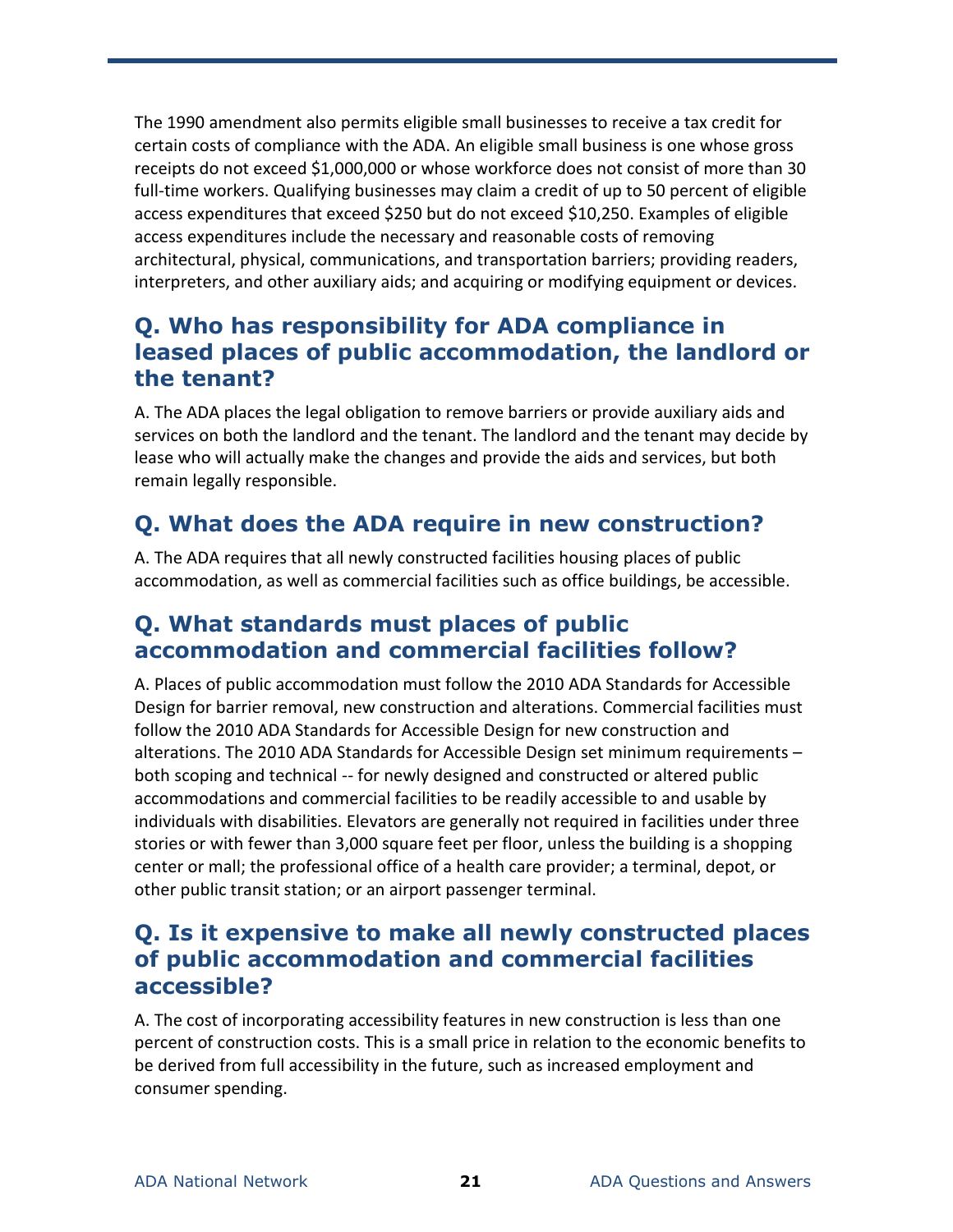The 1990 amendment also permits eligible small businesses to receive a tax credit for certain costs of compliance with the ADA. An eligible small business is one whose gross receipts do not exceed $1,000,000 or whose workforce does not consist of more than 30 full-time workers. Qualifying businesses may claim a credit of up to 50 percent of eligible access expenditures that exceed $250 but do not exceed $10,250. Examples of eligible access expenditures include the necessary and reasonable costs of removing architectural, physical, communications, and transportation barriers; providing readers, interpreters, and other auxiliary aids; and acquiring or modifying equipment or devices.

## Q. Who has responsibility for ADA compliance in leased places of public accommodation, the landlord or the tenant?

A. The ADA places the legal obligation to remove barriers or provide auxiliary aids and services on both the landlord and the tenant. The landlord and the tenant may decide by lease who will actually make the changes and provide the aids and services, but both remain legally responsible.

## Q. What does the ADA require in new construction?

A. The ADA requires that all newly constructed facilities housing places of public accommodation, as well as commercial facilities such as office buildings, be accessible.

## Q. What standards must places of public accommodation and commercial facilities follow?

A. Places of public accommodation must follow the 2010 ADA Standards for Accessible Design for barrier removal, new construction and alterations. Commercial facilities must follow the 2010 ADA Standards for Accessible Design for new construction and alterations. The 2010 ADA Standards for Accessible Design set minimum requirements – both scoping and technical -- for newly designed and constructed or altered public accommodations and commercial facilities to be readily accessible to and usable by individuals with disabilities. Elevators are generally not required in facilities under three stories or with fewer than 3,000 square feet per floor, unless the building is a shopping center or mall; the professional office of a health care provider; a terminal, depot, or other public transit station; or an airport passenger terminal.

## Q. Is it expensive to make all newly constructed places of public accommodation and commercial facilities accessible?

A. The cost of incorporating accessibility features in new construction is less than one percent of construction costs. This is a small price in relation to the economic benefits to be derived from full accessibility in the future, such as increased employment and consumer spending.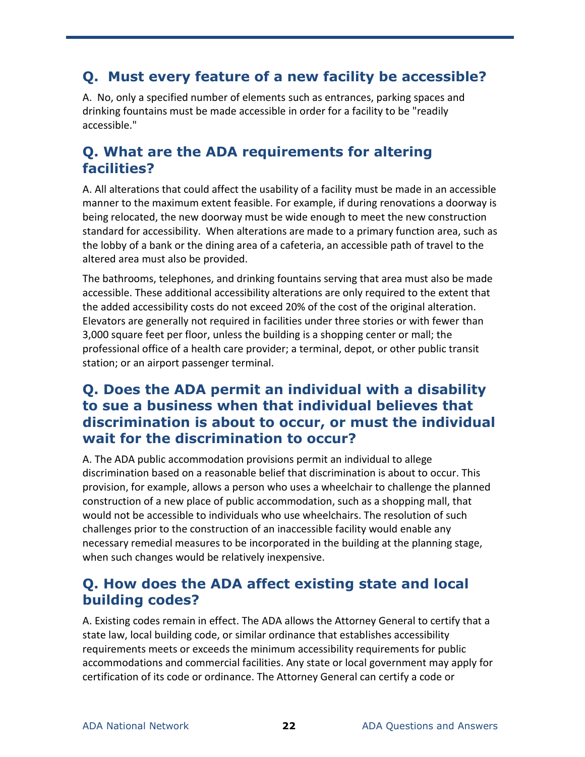## Q. Must every feature of a new facility be accessible?

A. No, only a specified number of elements such as entrances, parking spaces and drinking fountains must be made accessible in order for a facility to be "readily accessible."

## Q. What are the ADA requirements for altering facilities?

A. All alterations that could affect the usability of a facility must be made in an accessible manner to the maximum extent feasible. For example, if during renovations a doorway is being relocated, the new doorway must be wide enough to meet the new construction standard for accessibility. When alterations are made to a primary function area, such as the lobby of a bank or the dining area of a cafeteria, an accessible path of travel to the altered area must also be provided.

The bathrooms, telephones, and drinking fountains serving that area must also be made accessible. These additional accessibility alterations are only required to the extent that the added accessibility costs do not exceed 20% of the cost of the original alteration. Elevators are generally not required in facilities under three stories or with fewer than 3,000 square feet per floor, unless the building is a shopping center or mall; the professional office of a health care provider; a terminal, depot, or other public transit station; or an airport passenger terminal.

## Q. Does the ADA permit an individual with a disability to sue a business when that individual believes that discrimination is about to occur, or must the individual wait for the discrimination to occur?

A. The ADA public accommodation provisions permit an individual to allege discrimination based on a reasonable belief that discrimination is about to occur. This provision, for example, allows a person who uses a wheelchair to challenge the planned construction of a new place of public accommodation, such as a shopping mall, that would not be accessible to individuals who use wheelchairs. The resolution of such challenges prior to the construction of an inaccessible facility would enable any necessary remedial measures to be incorporated in the building at the planning stage, when such changes would be relatively inexpensive.

## Q. How does the ADA affect existing state and local building codes?

A. Existing codes remain in effect. The ADA allows the Attorney General to certify that a state law, local building code, or similar ordinance that establishes accessibility requirements meets or exceeds the minimum accessibility requirements for public accommodations and commercial facilities. Any state or local government may apply for certification of its code or ordinance. The Attorney General can certify a code or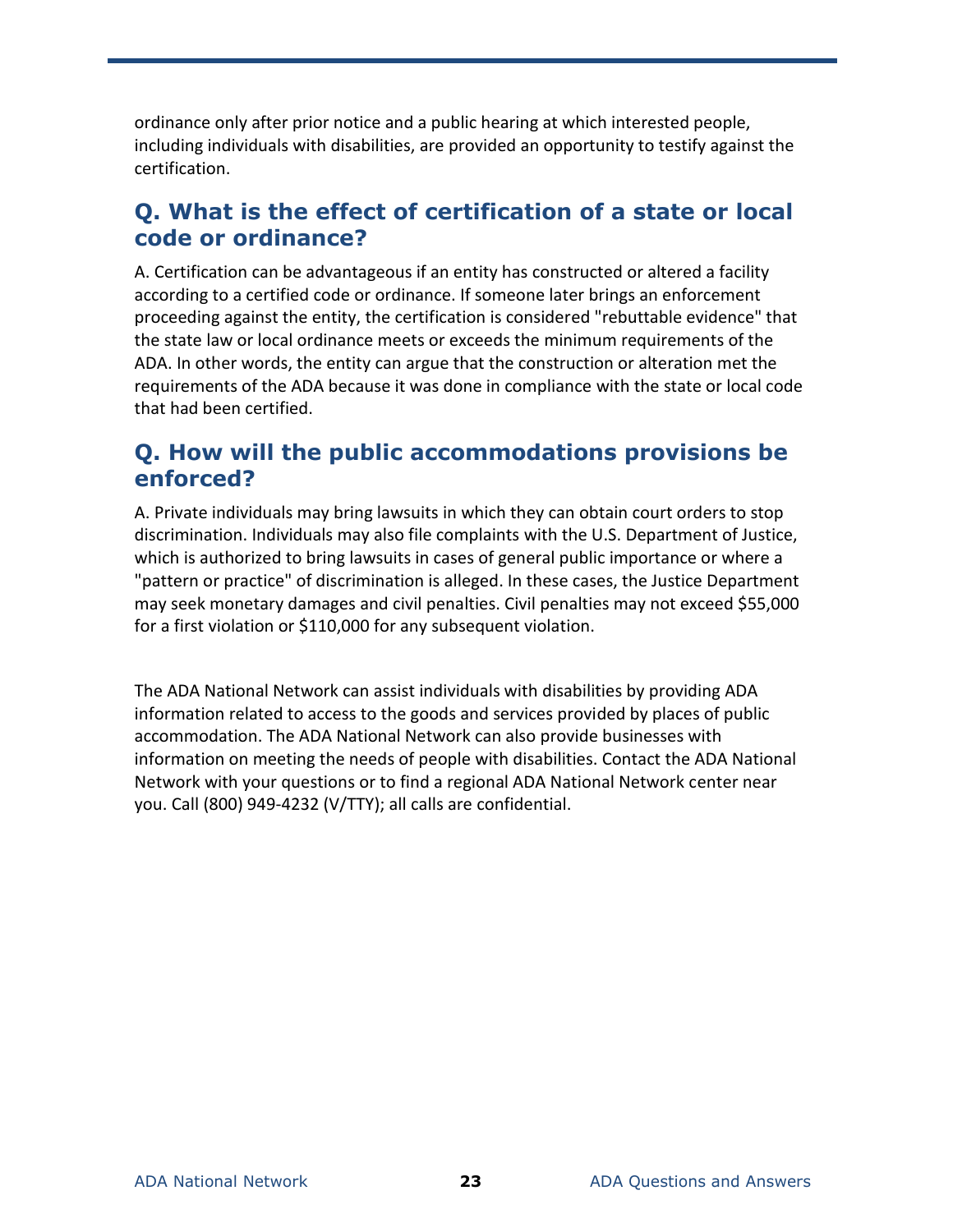ordinance only after prior notice and a public hearing at which interested people, including individuals with disabilities, are provided an opportunity to testify against the certification.

## Q. What is the effect of certification of a state or local code or ordinance?

A. Certification can be advantageous if an entity has constructed or altered a facility according to a certified code or ordinance. If someone later brings an enforcement proceeding against the entity, the certification is considered "rebuttable evidence" that the state law or local ordinance meets or exceeds the minimum requirements of the ADA. In other words, the entity can argue that the construction or alteration met the requirements of the ADA because it was done in compliance with the state or local code that had been certified.

## Q. How will the public accommodations provisions be enforced?

A. Private individuals may bring lawsuits in which they can obtain court orders to stop discrimination. Individuals may also file complaints with the U.S. Department of Justice, which is authorized to bring lawsuits in cases of general public importance or where a "pattern or practice" of discrimination is alleged. In these cases, the Justice Department may seek monetary damages and civil penalties. Civil penalties may not exceed $55,000 for a first violation or $110,000 for any subsequent violation.

The ADA National Network can assist individuals with disabilities by providing ADA information related to access to the goods and services provided by places of public accommodation. The ADA National Network can also provide businesses with information on meeting the needs of people with disabilities. Contact the ADA National Network with your questions or to find a regional ADA National Network center near you. Call (800) 949-4232 (V/TTY); all calls are confidential.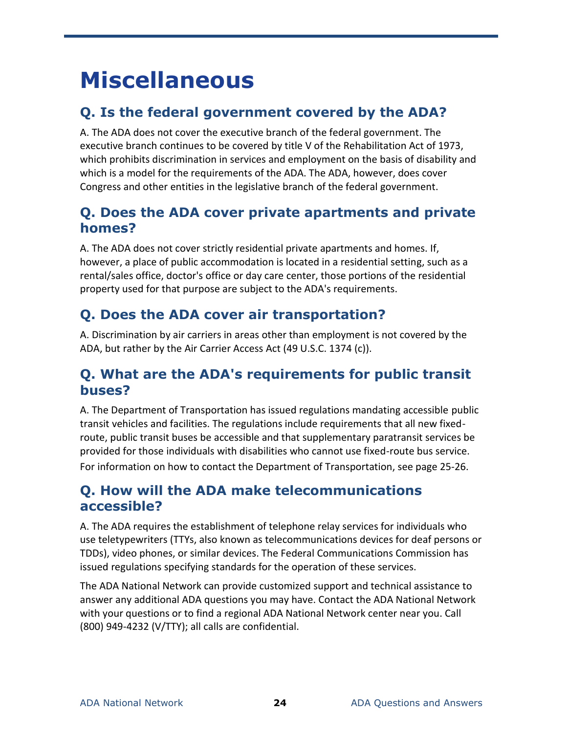# Miscellaneous

## Q. Is the federal government covered by the ADA?

A. The ADA does not cover the executive branch of the federal government. The executive branch continues to be covered by title V of the Rehabilitation Act of 1973, which prohibits discrimination in services and employment on the basis of disability and which is a model for the requirements of the ADA. The ADA, however, does cover Congress and other entities in the legislative branch of the federal government.

## Q. Does the ADA cover private apartments and private homes?

A. The ADA does not cover strictly residential private apartments and homes. If, however, a place of public accommodation is located in a residential setting, such as a rental/sales office, doctor's office or day care center, those portions of the residential property used for that purpose are subject to the ADA's requirements.

## Q. Does the ADA cover air transportation?

A. Discrimination by air carriers in areas other than employment is not covered by the ADA, but rather by the Air Carrier Access Act (49 U.S.C. 1374 (c)).

## Q. What are the ADA's requirements for public transit buses?

A. The Department of Transportation has issued regulations mandating accessible public transit vehicles and facilities. The regulations include requirements that all new fixed-route, public transit buses be accessible and that supplementary paratransit services be provided for those individuals with disabilities who cannot use fixed-route bus service. For information on how to contact the Department of Transportation, see page 25-26.

## Q. How will the ADA make telecommunications accessible?

A. The ADA requires the establishment of telephone relay services for individuals who use teletypewriters (TTYs, also known as telecommunications devices for deaf persons or TDDs), video phones, or similar devices. The Federal Communications Commission has issued regulations specifying standards for the operation of these services.

The ADA National Network can provide customized support and technical assistance to answer any additional ADA questions you may have. Contact the ADA National Network with your questions or to find a regional ADA National Network center near you. Call (800) 949-4232 (V/TTY); all calls are confidential.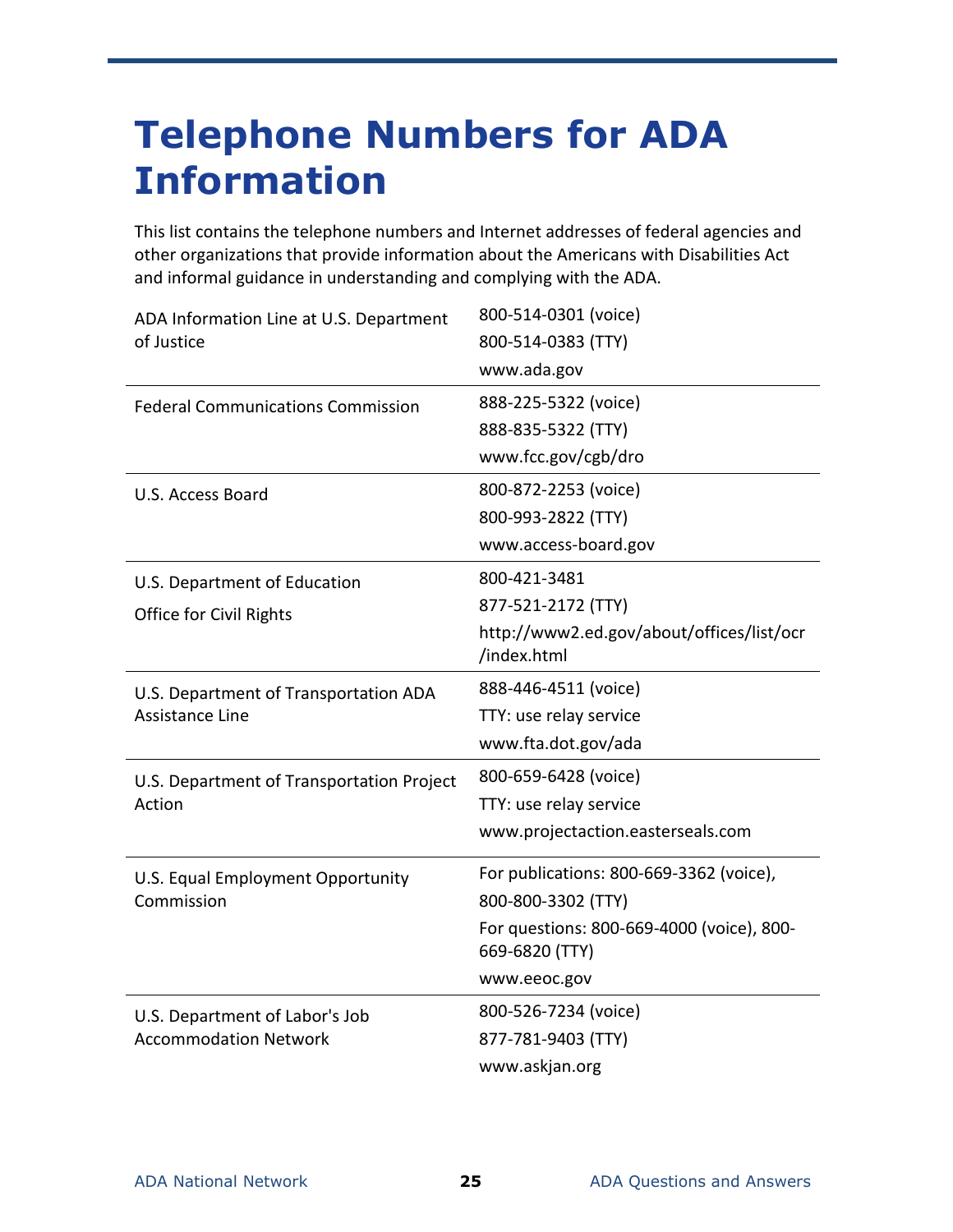# Telephone Numbers for ADA Information

This list contains the telephone numbers and Internet addresses of federal agencies and other organizations that provide information about the Americans with Disabilities Act and informal guidance in understanding and complying with the ADA.

| Organization | Contact Information |
|---|---|
| ADA Information Line at U.S. Department of Justice | 800-514-0301 (voice)<br>800-514-0383 (TTY)<br>www.ada.gov |
| Federal Communications Commission | 888-225-5322 (voice)<br>888-835-5322 (TTY)<br>www.fcc.gov/cgb/dro |
| U.S. Access Board | 800-872-2253 (voice)<br>800-993-2822 (TTY)<br>www.access-board.gov |
| U.S. Department of Education<br>Office for Civil Rights | 800-421-3481<br>877-521-2172 (TTY)<br>http://www2.ed.gov/about/offices/list/ocr/index.html |
| U.S. Department of Transportation ADA Assistance Line | 888-446-4511 (voice)<br>TTY: use relay service<br>www.fta.dot.gov/ada |
| U.S. Department of Transportation Project Action | 800-659-6428 (voice)<br>TTY: use relay service<br>www.projectaction.easterseals.com |
| U.S. Equal Employment Opportunity Commission | For publications: 800-669-3362 (voice), 800-800-3302 (TTY)<br>For questions: 800-669-4000 (voice), 800-669-6820 (TTY)<br>www.eeoc.gov |
| U.S. Department of Labor's Job Accommodation Network | 800-526-7234 (voice)<br>877-781-9403 (TTY)<br>www.askjan.org |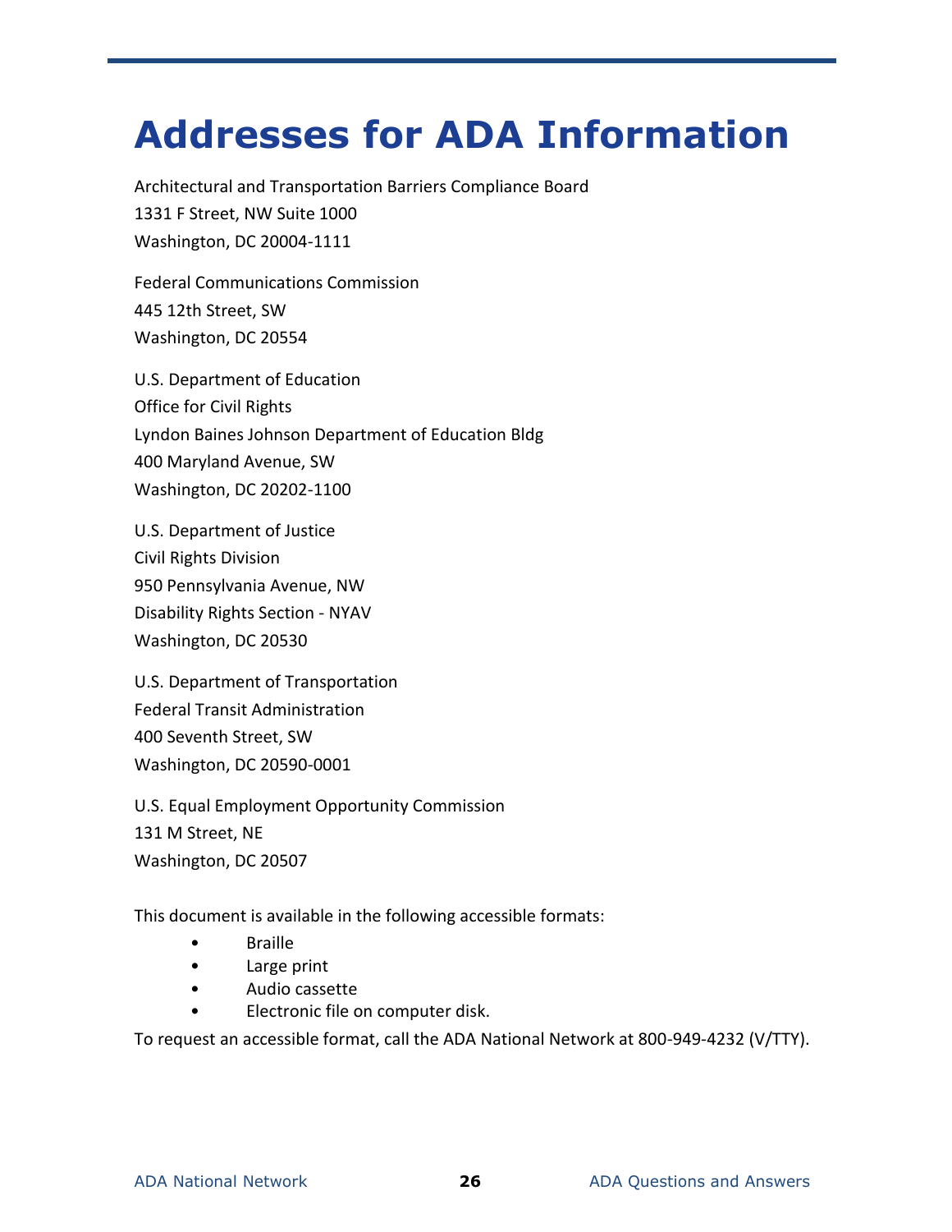# Addresses for ADA Information

Architectural and Transportation Barriers Compliance Board
1331 F Street, NW Suite 1000
Washington, DC 20004-1111

Federal Communications Commission
445 12th Street, SW
Washington, DC 20554

U.S. Department of Education
Office for Civil Rights
Lyndon Baines Johnson Department of Education Bldg
400 Maryland Avenue, SW
Washington, DC 20202-1100

U.S. Department of Justice
Civil Rights Division
950 Pennsylvania Avenue, NW
Disability Rights Section - NYAV
Washington, DC 20530

U.S. Department of Transportation
Federal Transit Administration
400 Seventh Street, SW
Washington, DC 20590-0001

U.S. Equal Employment Opportunity Commission
131 M Street, NE
Washington, DC 20507

This document is available in the following accessible formats:

- Braille
- Large print
- Audio cassette
- Electronic file on computer disk.

To request an accessible format, call the ADA National Network at 800-949-4232 (V/TTY).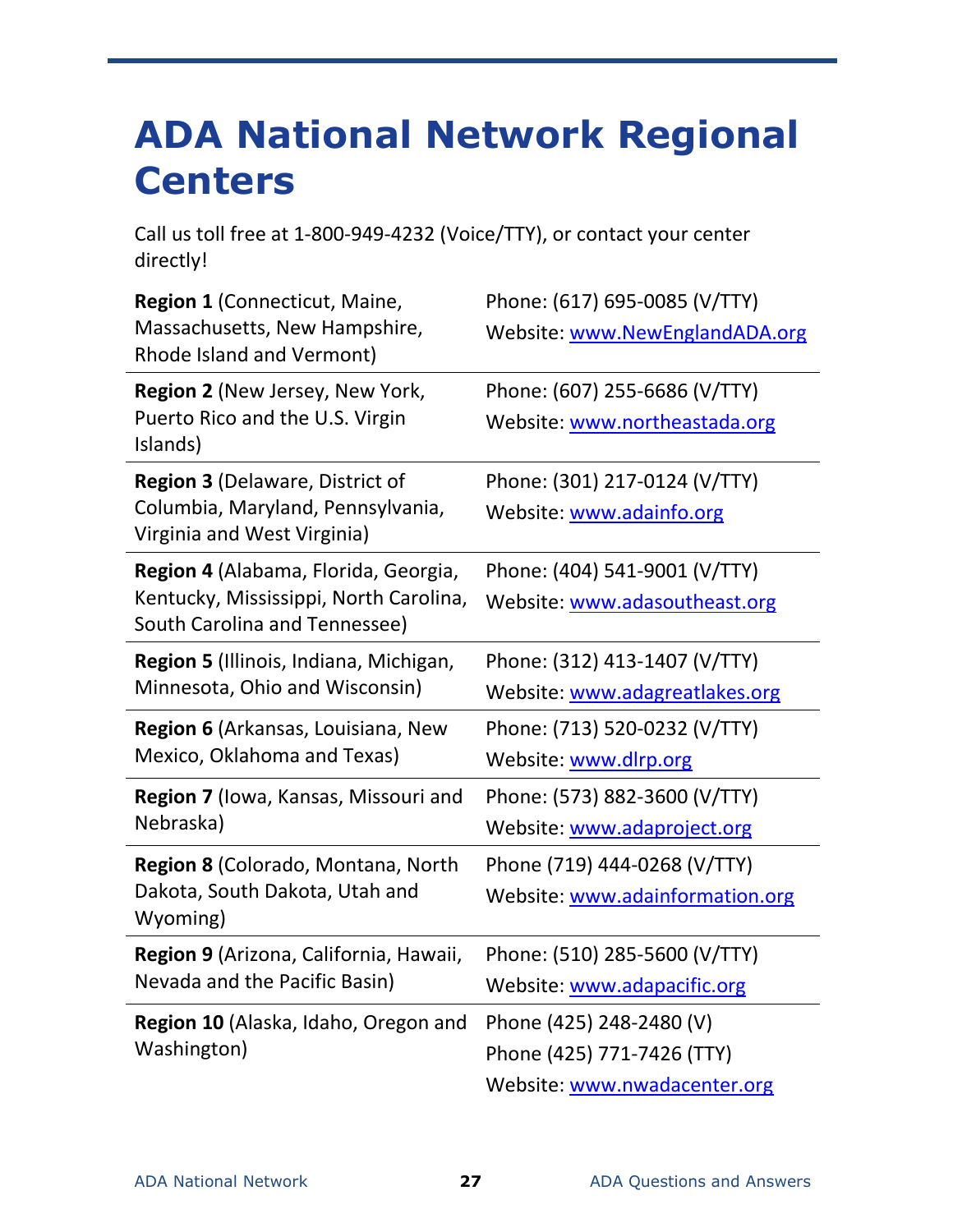# ADA National Network Regional Centers

Call us toll free at 1-800-949-4232 (Voice/TTY), or contact your center directly!

| | |
|---|---|
| **Region 1** (Connecticut, Maine, Massachusetts, New Hampshire, Rhode Island and Vermont) | Phone: (617) 695-0085 (V/TTY)<br>Website: [www.NewEnglandADA.org](http://www.NewEnglandADA.org) |
| **Region 2** (New Jersey, New York, Puerto Rico and the U.S. Virgin Islands) | Phone: (607) 255-6686 (V/TTY)<br>Website: [www.northeastada.org](http://www.northeastada.org) |
| **Region 3** (Delaware, District of Columbia, Maryland, Pennsylvania, Virginia and West Virginia) | Phone: (301) 217-0124 (V/TTY)<br>Website: [www.adainfo.org](http://www.adainfo.org) |
| **Region 4** (Alabama, Florida, Georgia, Kentucky, Mississippi, North Carolina, South Carolina and Tennessee) | Phone: (404) 541-9001 (V/TTY)<br>Website: [www.adasoutheast.org](http://www.adasoutheast.org) |
| **Region 5** (Illinois, Indiana, Michigan, Minnesota, Ohio and Wisconsin) | Phone: (312) 413-1407 (V/TTY)<br>Website: [www.adagreatlakes.org](http://www.adagreatlakes.org) |
| **Region 6** (Arkansas, Louisiana, New Mexico, Oklahoma and Texas) | Phone: (713) 520-0232 (V/TTY)<br>Website: [www.dlrp.org](http://www.dlrp.org) |
| **Region 7** (Iowa, Kansas, Missouri and Nebraska) | Phone: (573) 882-3600 (V/TTY)<br>Website: [www.adaproject.org](http://www.adaproject.org) |
| **Region 8** (Colorado, Montana, North Dakota, South Dakota, Utah and Wyoming) | Phone (719) 444-0268 (V/TTY)<br>Website: [www.adainformation.org](http://www.adainformation.org) |
| **Region 9** (Arizona, California, Hawaii, Nevada and the Pacific Basin) | Phone: (510) 285-5600 (V/TTY)<br>Website: [www.adapacific.org](http://www.adapacific.org) |
| **Region 10** (Alaska, Idaho, Oregon and Washington) | Phone (425) 248-2480 (V)<br>Phone (425) 771-7426 (TTY)<br>Website: [www.nwadacenter.org](http://www.nwadacenter.org) |